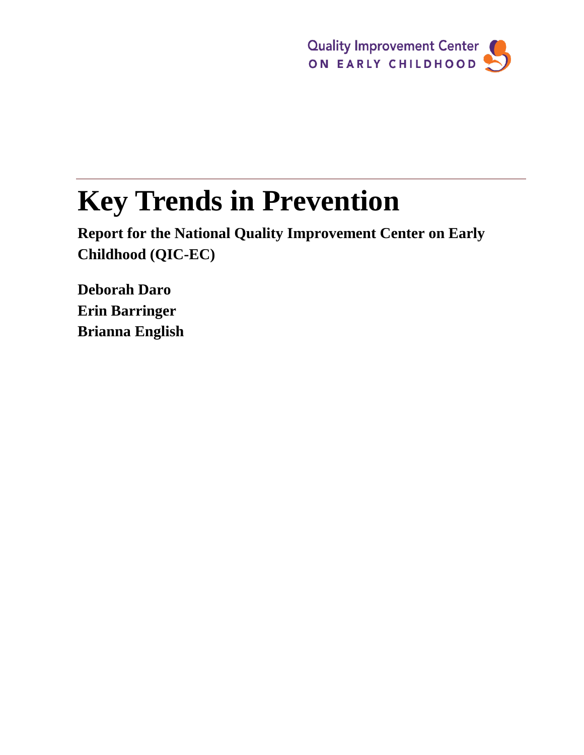Quality Improvement Center
ON EARLY CHILDHOOD

# Key Trends in Prevention

**Report for the National Quality Improvement Center on Early Childhood (QIC-EC)**

**Deborah Daro**
**Erin Barringer**
**Brianna English**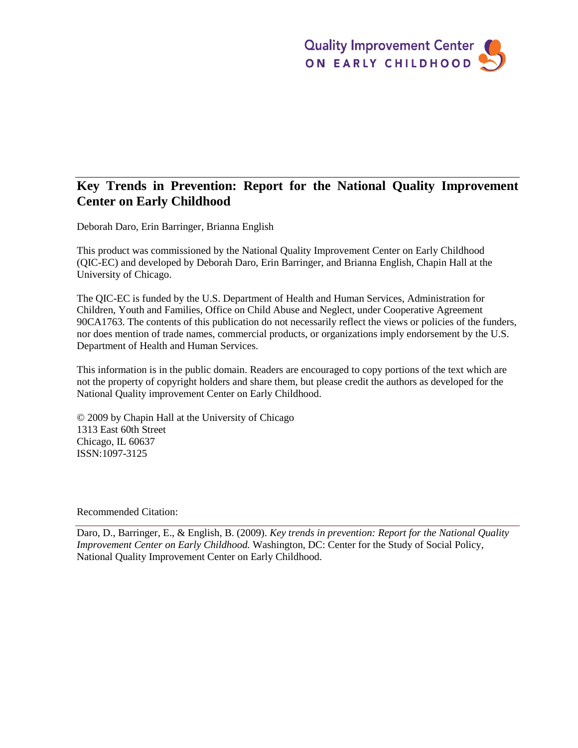Quality Improvement Center
ON EARLY CHILDHOOD

# Key Trends in Prevention: Report for the National Quality Improvement Center on Early Childhood

Deborah Daro, Erin Barringer, Brianna English

This product was commissioned by the National Quality Improvement Center on Early Childhood (QIC-EC) and developed by Deborah Daro, Erin Barringer, and Brianna English, Chapin Hall at the University of Chicago.

The QIC-EC is funded by the U.S. Department of Health and Human Services, Administration for Children, Youth and Families, Office on Child Abuse and Neglect, under Cooperative Agreement 90CA1763. The contents of this publication do not necessarily reflect the views or policies of the funders, nor does mention of trade names, commercial products, or organizations imply endorsement by the U.S. Department of Health and Human Services.

This information is in the public domain. Readers are encouraged to copy portions of the text which are not the property of copyright holders and share them, but please credit the authors as developed for the National Quality improvement Center on Early Childhood.

© 2009 by Chapin Hall at the University of Chicago
1313 East 60th Street
Chicago, IL 60637
ISSN:1097-3125

Recommended Citation:

Daro, D., Barringer, E., & English, B. (2009). *Key trends in prevention: Report for the National Quality Improvement Center on Early Childhood.* Washington, DC: Center for the Study of Social Policy, National Quality Improvement Center on Early Childhood.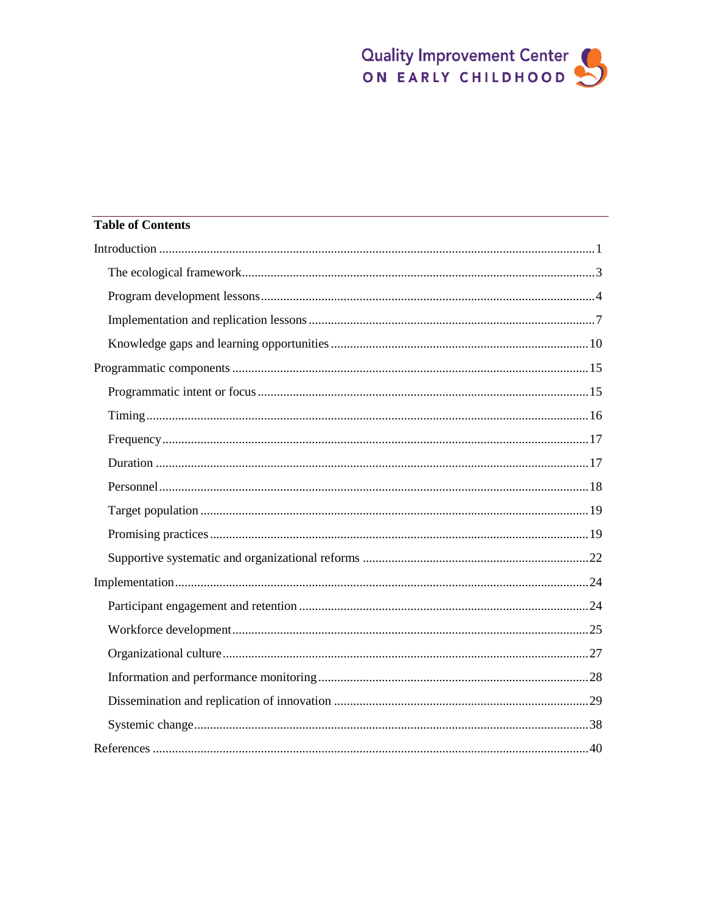**Table of Contents**

Introduction ........................................................................................................................ 1

- The ecological framework........................................................................................... 3
- Program development lessons ..................................................................................... 4
- Implementation and replication lessons ...................................................................... 7
- Knowledge gaps and learning opportunities ............................................................. 10

Programmatic components ............................................................................................. 15

- Programmatic intent or focus .................................................................................... 15
- Timing ....................................................................................................................... 16
- Frequency .................................................................................................................. 17
- Duration .................................................................................................................... 17
- Personnel ................................................................................................................... 18
- Target population ...................................................................................................... 19
- Promising practices ................................................................................................... 19
- Supportive systematic and organizational reforms ................................................... 22

Implementation ................................................................................................................ 24

- Participant engagement and retention ....................................................................... 24
- Workforce development ............................................................................................ 25
- Organizational culture ............................................................................................... 27
- Information and performance monitoring ................................................................. 28
- Dissemination and replication of innovation ............................................................ 29
- Systemic change ........................................................................................................ 38

References ........................................................................................................................ 40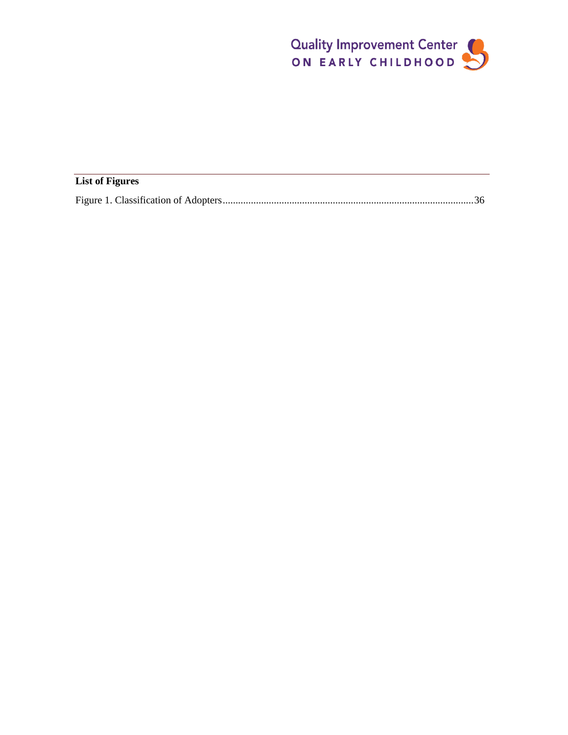**List of Figures**

Figure 1. Classification of Adopters................................................................................................36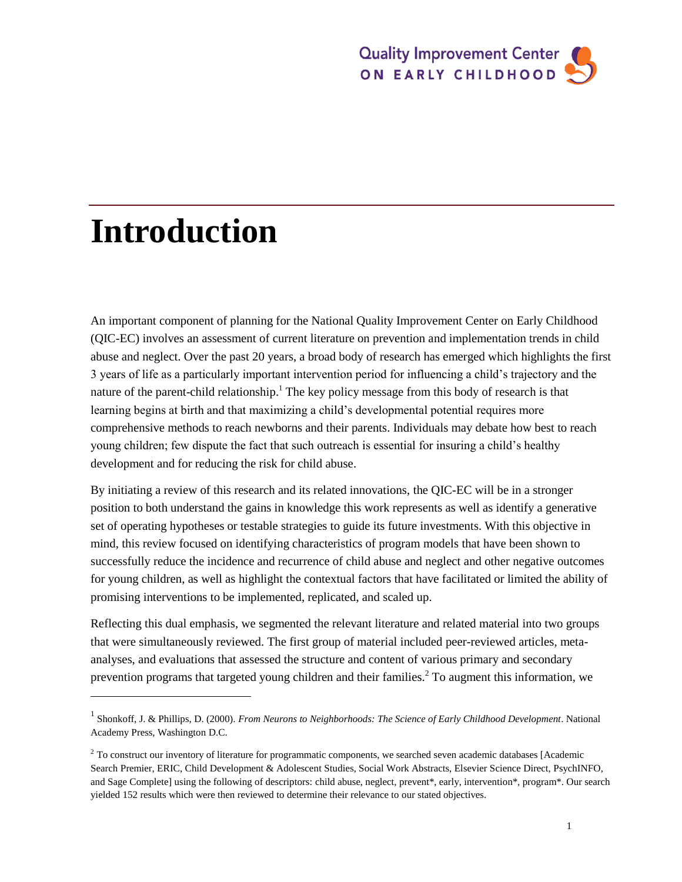# Introduction

An important component of planning for the National Quality Improvement Center on Early Childhood (QIC-EC) involves an assessment of current literature on prevention and implementation trends in child abuse and neglect. Over the past 20 years, a broad body of research has emerged which highlights the first 3 years of life as a particularly important intervention period for influencing a child's trajectory and the nature of the parent-child relationship.[1] The key policy message from this body of research is that learning begins at birth and that maximizing a child's developmental potential requires more comprehensive methods to reach newborns and their parents. Individuals may debate how best to reach young children; few dispute the fact that such outreach is essential for insuring a child's healthy development and for reducing the risk for child abuse.

By initiating a review of this research and its related innovations, the QIC-EC will be in a stronger position to both understand the gains in knowledge this work represents as well as identify a generative set of operating hypotheses or testable strategies to guide its future investments. With this objective in mind, this review focused on identifying characteristics of program models that have been shown to successfully reduce the incidence and recurrence of child abuse and neglect and other negative outcomes for young children, as well as highlight the contextual factors that have facilitated or limited the ability of promising interventions to be implemented, replicated, and scaled up.

Reflecting this dual emphasis, we segmented the relevant literature and related material into two groups that were simultaneously reviewed. The first group of material included peer-reviewed articles, meta-analyses, and evaluations that assessed the structure and content of various primary and secondary prevention programs that targeted young children and their families.[2] To augment this information, we

---

[1] Shonkoff, J. & Phillips, D. (2000). *From Neurons to Neighborhoods: The Science of Early Childhood Development*. National Academy Press, Washington D.C.

[2] To construct our inventory of literature for programmatic components, we searched seven academic databases [Academic Search Premier, ERIC, Child Development & Adolescent Studies, Social Work Abstracts, Elsevier Science Direct, PsychINFO, and Sage Complete] using the following of descriptors: child abuse, neglect, prevent*, early, intervention*, program*. Our search yielded 152 results which were then reviewed to determine their relevance to our stated objectives.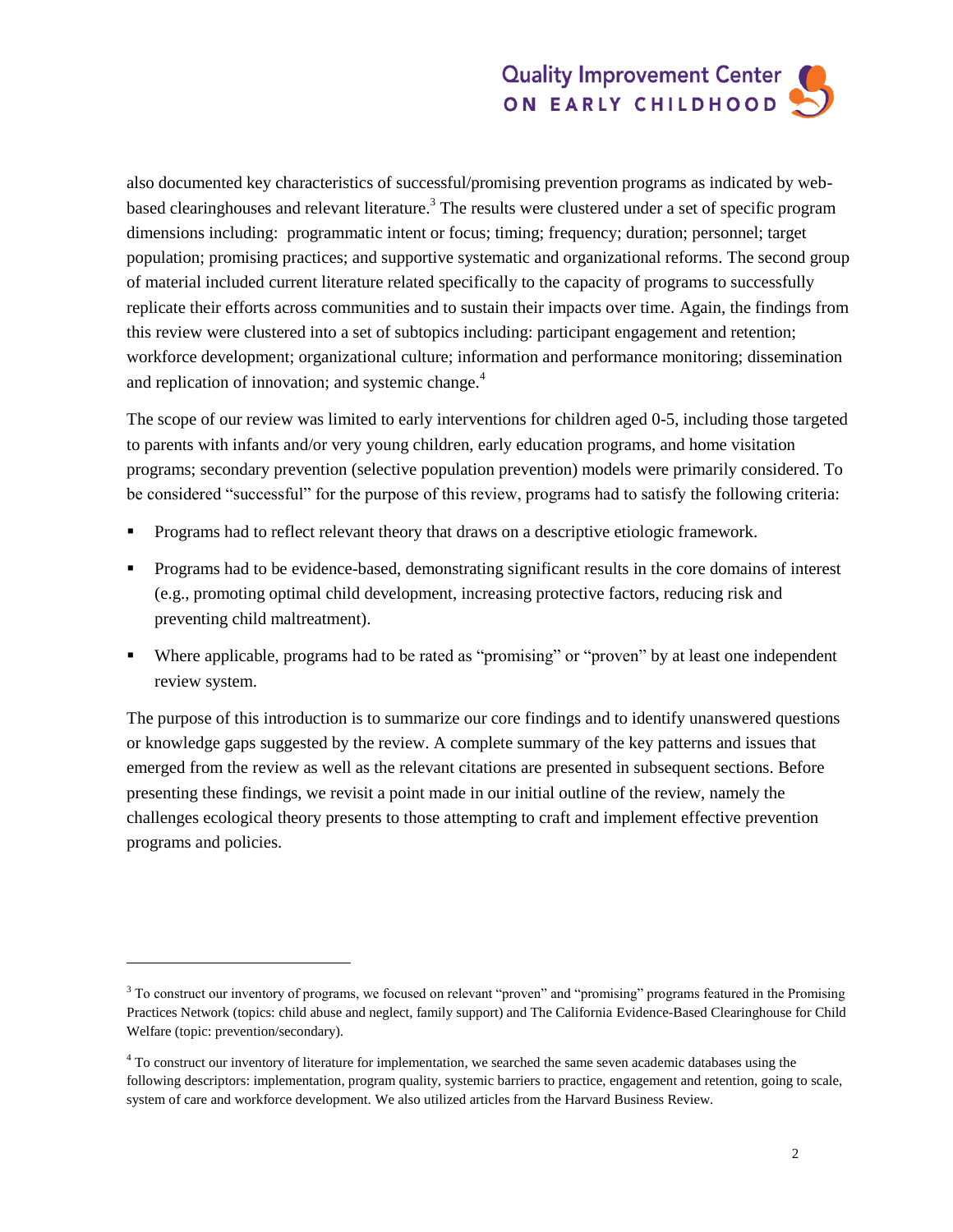also documented key characteristics of successful/promising prevention programs as indicated by web-based clearinghouses and relevant literature.[3] The results were clustered under a set of specific program dimensions including: programmatic intent or focus; timing; frequency; duration; personnel; target population; promising practices; and supportive systematic and organizational reforms. The second group of material included current literature related specifically to the capacity of programs to successfully replicate their efforts across communities and to sustain their impacts over time. Again, the findings from this review were clustered into a set of subtopics including: participant engagement and retention; workforce development; organizational culture; information and performance monitoring; dissemination and replication of innovation; and systemic change.[4]

The scope of our review was limited to early interventions for children aged 0-5, including those targeted to parents with infants and/or very young children, early education programs, and home visitation programs; secondary prevention (selective population prevention) models were primarily considered. To be considered "successful" for the purpose of this review, programs had to satisfy the following criteria:

- Programs had to reflect relevant theory that draws on a descriptive etiologic framework.
- Programs had to be evidence-based, demonstrating significant results in the core domains of interest (e.g., promoting optimal child development, increasing protective factors, reducing risk and preventing child maltreatment).
- Where applicable, programs had to be rated as "promising" or "proven" by at least one independent review system.

The purpose of this introduction is to summarize our core findings and to identify unanswered questions or knowledge gaps suggested by the review. A complete summary of the key patterns and issues that emerged from the review as well as the relevant citations are presented in subsequent sections. Before presenting these findings, we revisit a point made in our initial outline of the review, namely the challenges ecological theory presents to those attempting to craft and implement effective prevention programs and policies.

[3] To construct our inventory of programs, we focused on relevant "proven" and "promising" programs featured in the Promising Practices Network (topics: child abuse and neglect, family support) and The California Evidence-Based Clearinghouse for Child Welfare (topic: prevention/secondary).

[4] To construct our inventory of literature for implementation, we searched the same seven academic databases using the following descriptors: implementation, program quality, systemic barriers to practice, engagement and retention, going to scale, system of care and workforce development. We also utilized articles from the Harvard Business Review.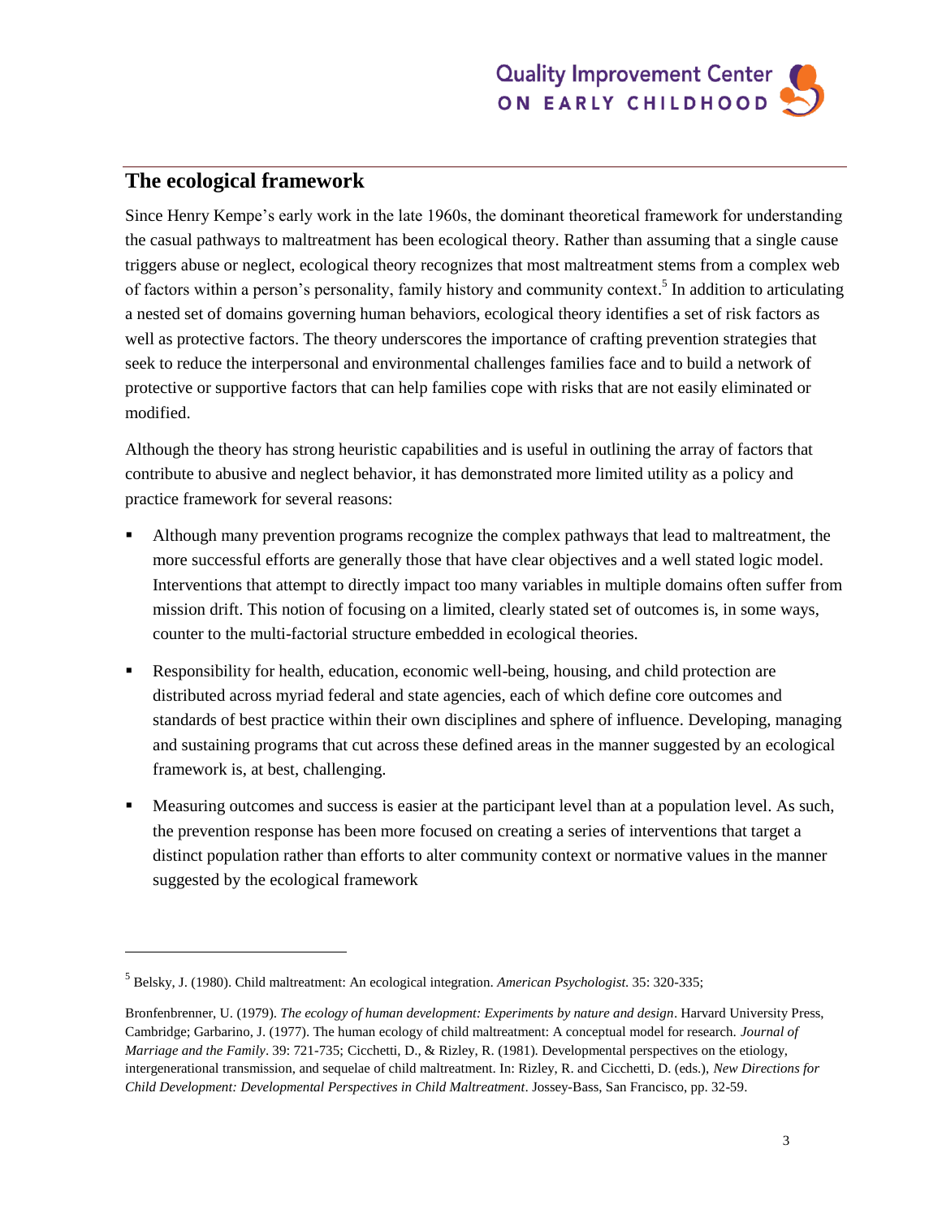## The ecological framework

Since Henry Kempe's early work in the late 1960s, the dominant theoretical framework for understanding the casual pathways to maltreatment has been ecological theory. Rather than assuming that a single cause triggers abuse or neglect, ecological theory recognizes that most maltreatment stems from a complex web of factors within a person's personality, family history and community context.[5] In addition to articulating a nested set of domains governing human behaviors, ecological theory identifies a set of risk factors as well as protective factors. The theory underscores the importance of crafting prevention strategies that seek to reduce the interpersonal and environmental challenges families face and to build a network of protective or supportive factors that can help families cope with risks that are not easily eliminated or modified.

Although the theory has strong heuristic capabilities and is useful in outlining the array of factors that contribute to abusive and neglect behavior, it has demonstrated more limited utility as a policy and practice framework for several reasons:

- Although many prevention programs recognize the complex pathways that lead to maltreatment, the more successful efforts are generally those that have clear objectives and a well stated logic model. Interventions that attempt to directly impact too many variables in multiple domains often suffer from mission drift. This notion of focusing on a limited, clearly stated set of outcomes is, in some ways, counter to the multi-factorial structure embedded in ecological theories.
- Responsibility for health, education, economic well-being, housing, and child protection are distributed across myriad federal and state agencies, each of which define core outcomes and standards of best practice within their own disciplines and sphere of influence. Developing, managing and sustaining programs that cut across these defined areas in the manner suggested by an ecological framework is, at best, challenging.
- Measuring outcomes and success is easier at the participant level than at a population level. As such, the prevention response has been more focused on creating a series of interventions that target a distinct population rather than efforts to alter community context or normative values in the manner suggested by the ecological framework

---

[5] Belsky, J. (1980). Child maltreatment: An ecological integration. *American Psychologist.* 35: 320-335;

Bronfenbrenner, U. (1979). *The ecology of human development: Experiments by nature and design*. Harvard University Press, Cambridge; Garbarino, J. (1977). The human ecology of child maltreatment: A conceptual model for research. *Journal of Marriage and the Family*. 39: 721-735; Cicchetti, D., & Rizley, R. (1981). Developmental perspectives on the etiology, intergenerational transmission, and sequelae of child maltreatment. In: Rizley, R. and Cicchetti, D. (eds.), *New Directions for Child Development: Developmental Perspectives in Child Maltreatment*. Jossey-Bass, San Francisco, pp. 32-59.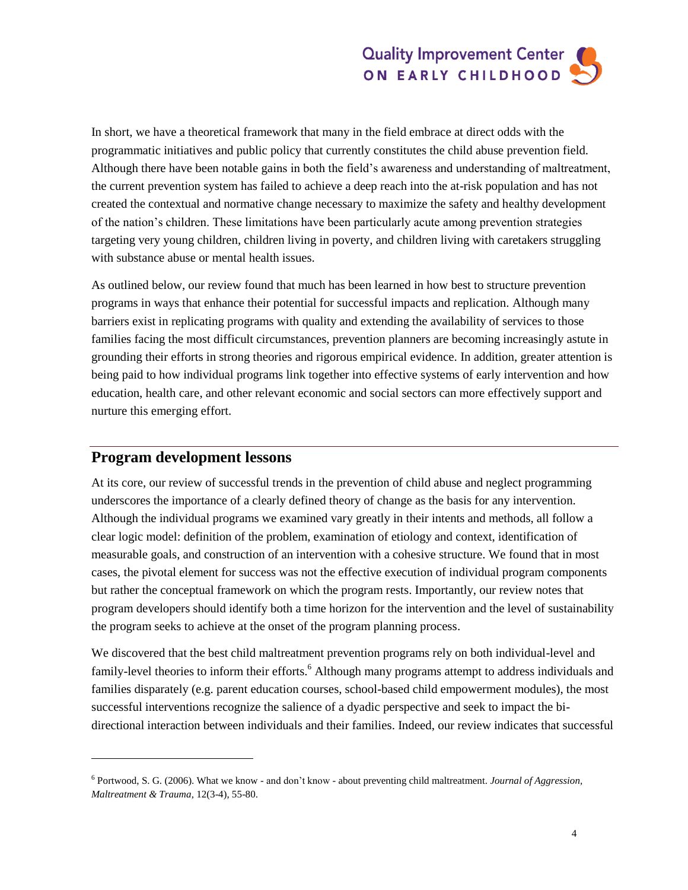In short, we have a theoretical framework that many in the field embrace at direct odds with the programmatic initiatives and public policy that currently constitutes the child abuse prevention field. Although there have been notable gains in both the field's awareness and understanding of maltreatment, the current prevention system has failed to achieve a deep reach into the at-risk population and has not created the contextual and normative change necessary to maximize the safety and healthy development of the nation's children. These limitations have been particularly acute among prevention strategies targeting very young children, children living in poverty, and children living with caretakers struggling with substance abuse or mental health issues.

As outlined below, our review found that much has been learned in how best to structure prevention programs in ways that enhance their potential for successful impacts and replication. Although many barriers exist in replicating programs with quality and extending the availability of services to those families facing the most difficult circumstances, prevention planners are becoming increasingly astute in grounding their efforts in strong theories and rigorous empirical evidence. In addition, greater attention is being paid to how individual programs link together into effective systems of early intervention and how education, health care, and other relevant economic and social sectors can more effectively support and nurture this emerging effort.

## Program development lessons

At its core, our review of successful trends in the prevention of child abuse and neglect programming underscores the importance of a clearly defined theory of change as the basis for any intervention. Although the individual programs we examined vary greatly in their intents and methods, all follow a clear logic model: definition of the problem, examination of etiology and context, identification of measurable goals, and construction of an intervention with a cohesive structure. We found that in most cases, the pivotal element for success was not the effective execution of individual program components but rather the conceptual framework on which the program rests. Importantly, our review notes that program developers should identify both a time horizon for the intervention and the level of sustainability the program seeks to achieve at the onset of the program planning process.

We discovered that the best child maltreatment prevention programs rely on both individual-level and family-level theories to inform their efforts.[6] Although many programs attempt to address individuals and families disparately (e.g. parent education courses, school-based child empowerment modules), the most successful interventions recognize the salience of a dyadic perspective and seek to impact the bi-directional interaction between individuals and their families. Indeed, our review indicates that successful

[6] Portwood, S. G. (2006). What we know - and don't know - about preventing child maltreatment. *Journal of Aggression, Maltreatment & Trauma*, 12(3-4), 55-80.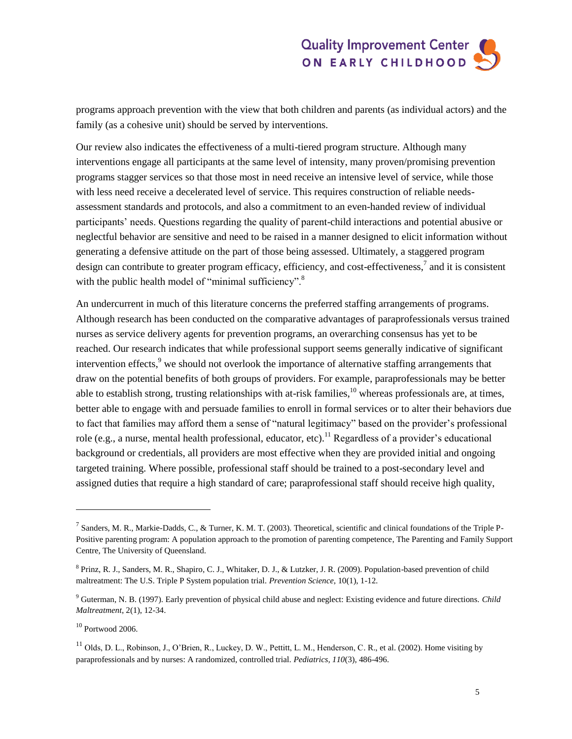programs approach prevention with the view that both children and parents (as individual actors) and the family (as a cohesive unit) should be served by interventions.

Our review also indicates the effectiveness of a multi-tiered program structure. Although many interventions engage all participants at the same level of intensity, many proven/promising prevention programs stagger services so that those most in need receive an intensive level of service, while those with less need receive a decelerated level of service. This requires construction of reliable needs-assessment standards and protocols, and also a commitment to an even-handed review of individual participants' needs. Questions regarding the quality of parent-child interactions and potential abusive or neglectful behavior are sensitive and need to be raised in a manner designed to elicit information without generating a defensive attitude on the part of those being assessed. Ultimately, a staggered program design can contribute to greater program efficacy, efficiency, and cost-effectiveness,[7] and it is consistent with the public health model of "minimal sufficiency".[8]

An undercurrent in much of this literature concerns the preferred staffing arrangements of programs. Although research has been conducted on the comparative advantages of paraprofessionals versus trained nurses as service delivery agents for prevention programs, an overarching consensus has yet to be reached. Our research indicates that while professional support seems generally indicative of significant intervention effects,[9] we should not overlook the importance of alternative staffing arrangements that draw on the potential benefits of both groups of providers. For example, paraprofessionals may be better able to establish strong, trusting relationships with at-risk families,[10] whereas professionals are, at times, better able to engage with and persuade families to enroll in formal services or to alter their behaviors due to fact that families may afford them a sense of "natural legitimacy" based on the provider's professional role (e.g., a nurse, mental health professional, educator, etc).[11] Regardless of a provider's educational background or credentials, all providers are most effective when they are provided initial and ongoing targeted training. Where possible, professional staff should be trained to a post-secondary level and assigned duties that require a high standard of care; paraprofessional staff should receive high quality,

---

[7] Sanders, M. R., Markie-Dadds, C., & Turner, K. M. T. (2003). Theoretical, scientific and clinical foundations of the Triple P-Positive parenting program: A population approach to the promotion of parenting competence, The Parenting and Family Support Centre, The University of Queensland.

[8] Prinz, R. J., Sanders, M. R., Shapiro, C. J., Whitaker, D. J., & Lutzker, J. R. (2009). Population-based prevention of child maltreatment: The U.S. Triple P System population trial. *Prevention Science*, 10(1), 1-12.

[9] Guterman, N. B. (1997). Early prevention of physical child abuse and neglect: Existing evidence and future directions. *Child Maltreatment*, 2(1), 12-34.

[10] Portwood 2006.

[11] Olds, D. L., Robinson, J., O'Brien, R., Luckey, D. W., Pettitt, L. M., Henderson, C. R., et al. (2002). Home visiting by paraprofessionals and by nurses: A randomized, controlled trial. *Pediatrics, 110*(3), 486-496.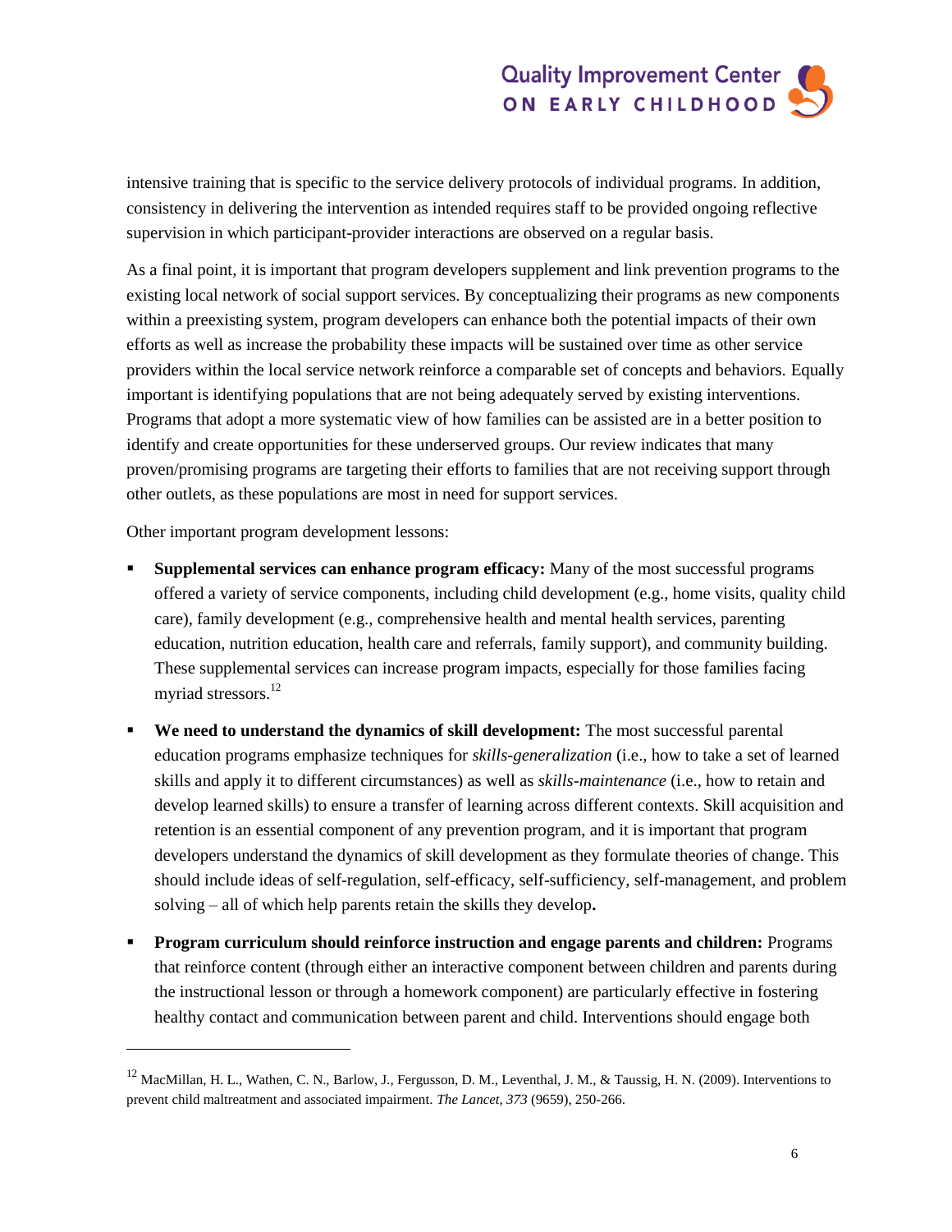intensive training that is specific to the service delivery protocols of individual programs. In addition, consistency in delivering the intervention as intended requires staff to be provided ongoing reflective supervision in which participant-provider interactions are observed on a regular basis.

As a final point, it is important that program developers supplement and link prevention programs to the existing local network of social support services. By conceptualizing their programs as new components within a preexisting system, program developers can enhance both the potential impacts of their own efforts as well as increase the probability these impacts will be sustained over time as other service providers within the local service network reinforce a comparable set of concepts and behaviors. Equally important is identifying populations that are not being adequately served by existing interventions. Programs that adopt a more systematic view of how families can be assisted are in a better position to identify and create opportunities for these underserved groups. Our review indicates that many proven/promising programs are targeting their efforts to families that are not receiving support through other outlets, as these populations are most in need for support services.

Other important program development lessons:

- **Supplemental services can enhance program efficacy:** Many of the most successful programs offered a variety of service components, including child development (e.g., home visits, quality child care), family development (e.g., comprehensive health and mental health services, parenting education, nutrition education, health care and referrals, family support), and community building. These supplemental services can increase program impacts, especially for those families facing myriad stressors.[12]
- **We need to understand the dynamics of skill development:** The most successful parental education programs emphasize techniques for *skills-generalization* (i.e., how to take a set of learned skills and apply it to different circumstances) as well as *skills-maintenance* (i.e., how to retain and develop learned skills) to ensure a transfer of learning across different contexts. Skill acquisition and retention is an essential component of any prevention program, and it is important that program developers understand the dynamics of skill development as they formulate theories of change. This should include ideas of self-regulation, self-efficacy, self-sufficiency, self-management, and problem solving – all of which help parents retain the skills they develop**.**
- **Program curriculum should reinforce instruction and engage parents and children:** Programs that reinforce content (through either an interactive component between children and parents during the instructional lesson or through a homework component) are particularly effective in fostering healthy contact and communication between parent and child. Interventions should engage both

---

[12] MacMillan, H. L., Wathen, C. N., Barlow, J., Fergusson, D. M., Leventhal, J. M., & Taussig, H. N. (2009). Interventions to prevent child maltreatment and associated impairment. *The Lancet, 373* (9659), 250-266.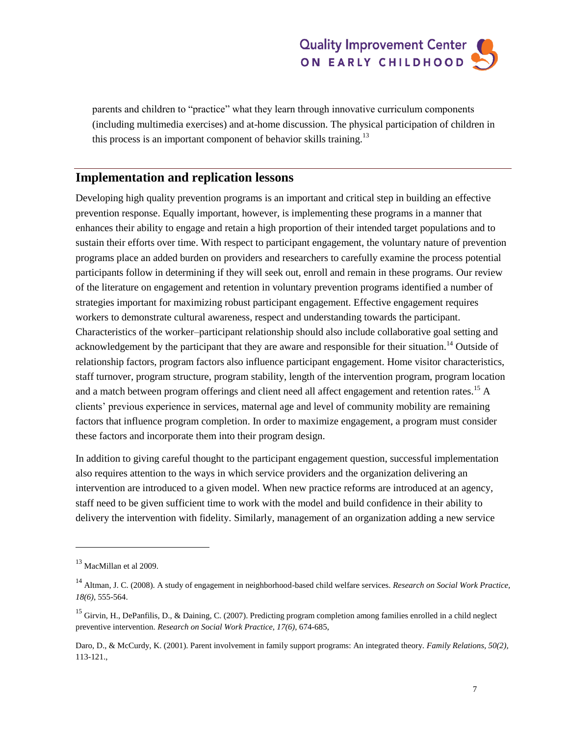parents and children to "practice" what they learn through innovative curriculum components (including multimedia exercises) and at-home discussion. The physical participation of children in this process is an important component of behavior skills training.[13]

## Implementation and replication lessons

Developing high quality prevention programs is an important and critical step in building an effective prevention response. Equally important, however, is implementing these programs in a manner that enhances their ability to engage and retain a high proportion of their intended target populations and to sustain their efforts over time. With respect to participant engagement, the voluntary nature of prevention programs place an added burden on providers and researchers to carefully examine the process potential participants follow in determining if they will seek out, enroll and remain in these programs. Our review of the literature on engagement and retention in voluntary prevention programs identified a number of strategies important for maximizing robust participant engagement. Effective engagement requires workers to demonstrate cultural awareness, respect and understanding towards the participant. Characteristics of the worker–participant relationship should also include collaborative goal setting and acknowledgement by the participant that they are aware and responsible for their situation.[14] Outside of relationship factors, program factors also influence participant engagement. Home visitor characteristics, staff turnover, program structure, program stability, length of the intervention program, program location and a match between program offerings and client need all affect engagement and retention rates.[15] A clients' previous experience in services, maternal age and level of community mobility are remaining factors that influence program completion. In order to maximize engagement, a program must consider these factors and incorporate them into their program design.

In addition to giving careful thought to the participant engagement question, successful implementation also requires attention to the ways in which service providers and the organization delivering an intervention are introduced to a given model. When new practice reforms are introduced at an agency, staff need to be given sufficient time to work with the model and build confidence in their ability to delivery the intervention with fidelity. Similarly, management of an organization adding a new service

---

[13] MacMillan et al 2009.

[14] Altman, J. C. (2008). A study of engagement in neighborhood-based child welfare services. *Research on Social Work Practice, 18(6)*, 555-564.

[15] Girvin, H., DePanfilis, D., & Daining, C. (2007). Predicting program completion among families enrolled in a child neglect preventive intervention. *Research on Social Work Practice, 17(6),* 674-685,

Daro, D., & McCurdy, K. (2001). Parent involvement in family support programs: An integrated theory. *Family Relations, 50(2),* 113-121.,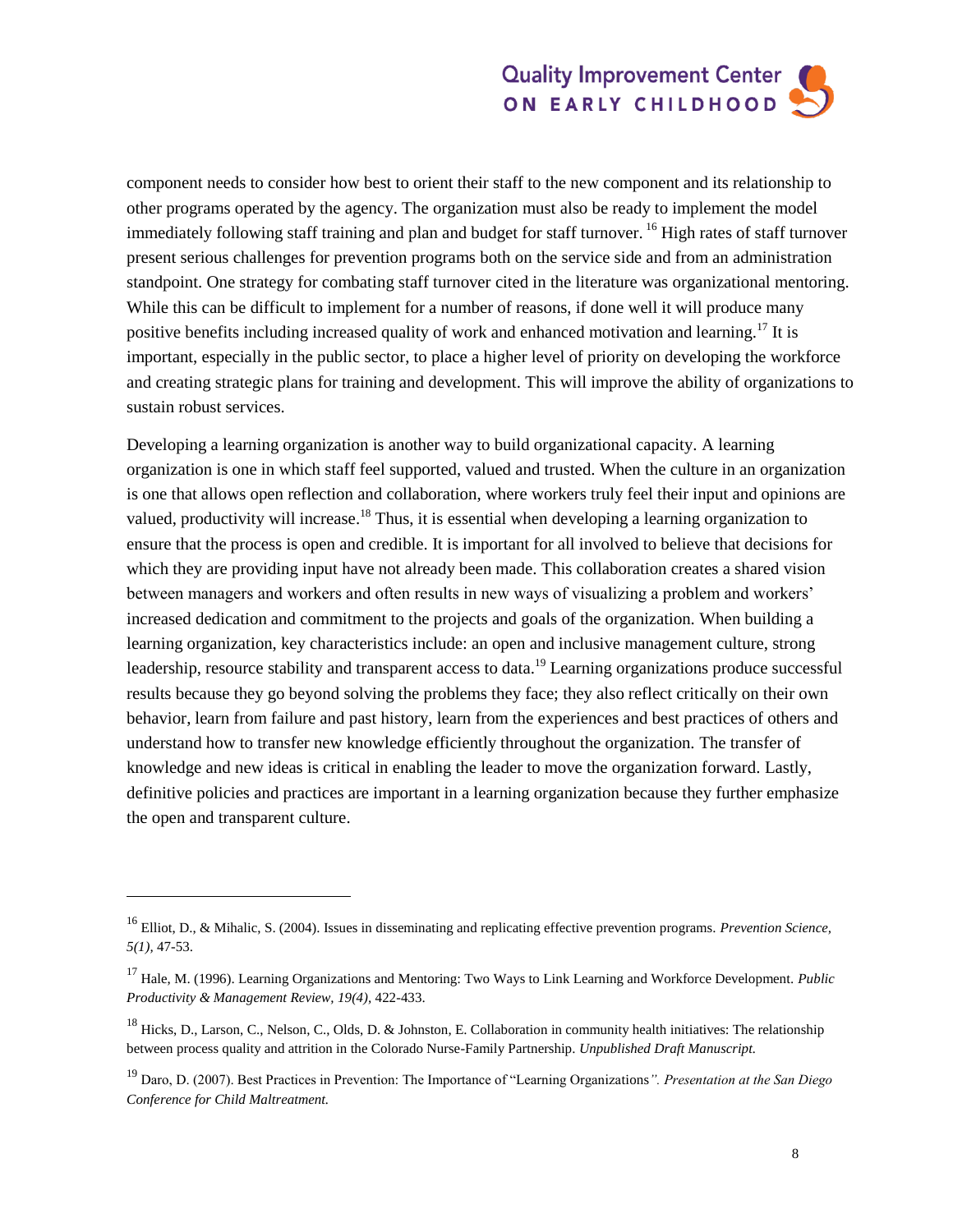component needs to consider how best to orient their staff to the new component and its relationship to other programs operated by the agency. The organization must also be ready to implement the model immediately following staff training and plan and budget for staff turnover. [16] High rates of staff turnover present serious challenges for prevention programs both on the service side and from an administration standpoint. One strategy for combating staff turnover cited in the literature was organizational mentoring. While this can be difficult to implement for a number of reasons, if done well it will produce many positive benefits including increased quality of work and enhanced motivation and learning.[17] It is important, especially in the public sector, to place a higher level of priority on developing the workforce and creating strategic plans for training and development. This will improve the ability of organizations to sustain robust services.

Developing a learning organization is another way to build organizational capacity. A learning organization is one in which staff feel supported, valued and trusted. When the culture in an organization is one that allows open reflection and collaboration, where workers truly feel their input and opinions are valued, productivity will increase.[18] Thus, it is essential when developing a learning organization to ensure that the process is open and credible. It is important for all involved to believe that decisions for which they are providing input have not already been made. This collaboration creates a shared vision between managers and workers and often results in new ways of visualizing a problem and workers' increased dedication and commitment to the projects and goals of the organization. When building a learning organization, key characteristics include: an open and inclusive management culture, strong leadership, resource stability and transparent access to data.[19] Learning organizations produce successful results because they go beyond solving the problems they face; they also reflect critically on their own behavior, learn from failure and past history, learn from the experiences and best practices of others and understand how to transfer new knowledge efficiently throughout the organization. The transfer of knowledge and new ideas is critical in enabling the leader to move the organization forward. Lastly, definitive policies and practices are important in a learning organization because they further emphasize the open and transparent culture.

---

[16] Elliot, D., & Mihalic, S. (2004). Issues in disseminating and replicating effective prevention programs. *Prevention Science, 5(1),* 47-53.

[17] Hale, M. (1996). Learning Organizations and Mentoring: Two Ways to Link Learning and Workforce Development. *Public Productivity & Management Review, 19(4),* 422-433.

[18] Hicks, D., Larson, C., Nelson, C., Olds, D. & Johnston, E. Collaboration in community health initiatives: The relationship between process quality and attrition in the Colorado Nurse-Family Partnership. *Unpublished Draft Manuscript.*

[19] Daro, D. (2007). Best Practices in Prevention: The Importance of "Learning Organizations*". Presentation at the San Diego Conference for Child Maltreatment.*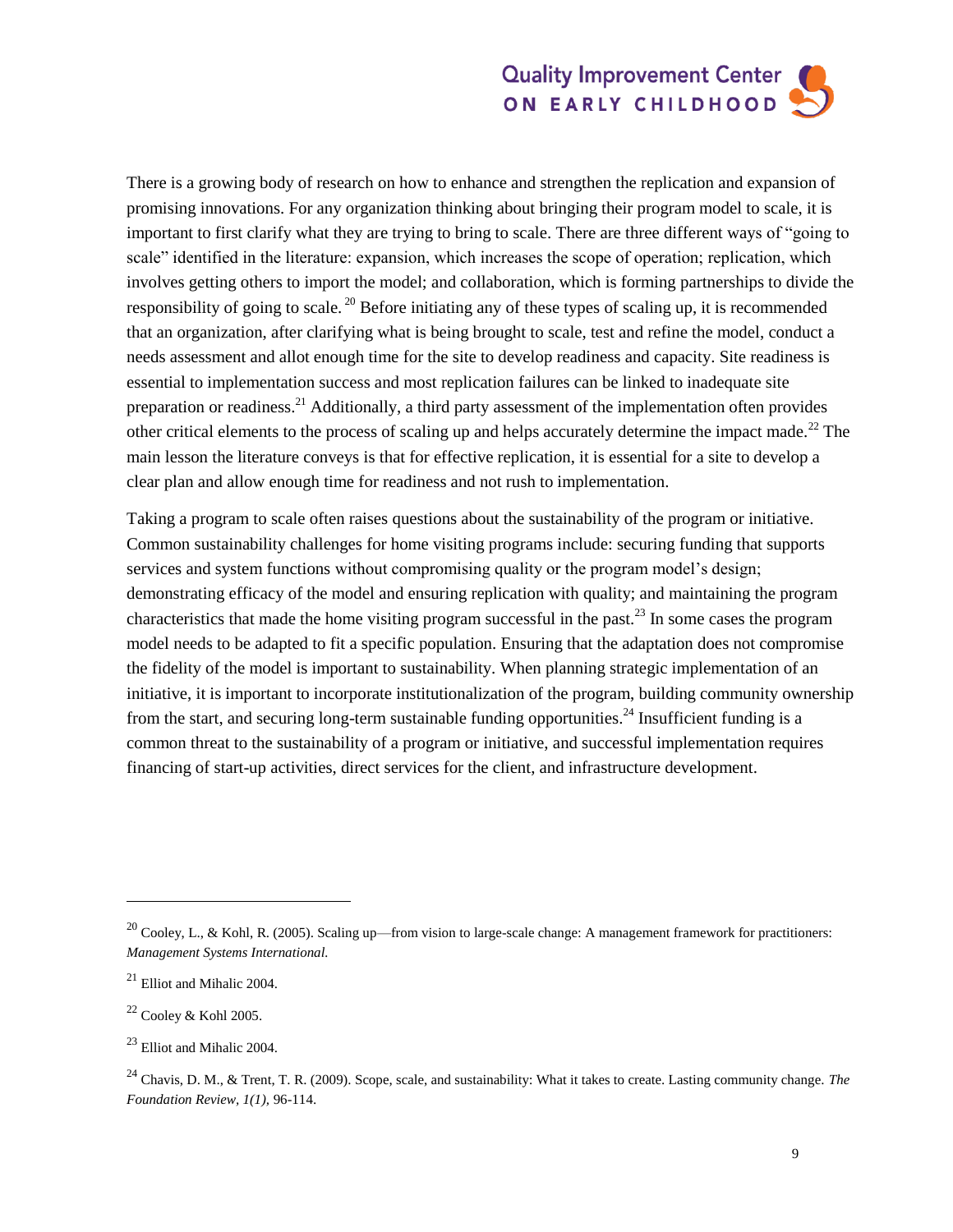There is a growing body of research on how to enhance and strengthen the replication and expansion of promising innovations. For any organization thinking about bringing their program model to scale, it is important to first clarify what they are trying to bring to scale. There are three different ways of "going to scale" identified in the literature: expansion, which increases the scope of operation; replication, which involves getting others to import the model; and collaboration, which is forming partnerships to divide the responsibility of going to scale.[20] Before initiating any of these types of scaling up, it is recommended that an organization, after clarifying what is being brought to scale, test and refine the model, conduct a needs assessment and allot enough time for the site to develop readiness and capacity. Site readiness is essential to implementation success and most replication failures can be linked to inadequate site preparation or readiness.[21] Additionally, a third party assessment of the implementation often provides other critical elements to the process of scaling up and helps accurately determine the impact made.[22] The main lesson the literature conveys is that for effective replication, it is essential for a site to develop a clear plan and allow enough time for readiness and not rush to implementation.

Taking a program to scale often raises questions about the sustainability of the program or initiative. Common sustainability challenges for home visiting programs include: securing funding that supports services and system functions without compromising quality or the program model's design; demonstrating efficacy of the model and ensuring replication with quality; and maintaining the program characteristics that made the home visiting program successful in the past.[23] In some cases the program model needs to be adapted to fit a specific population. Ensuring that the adaptation does not compromise the fidelity of the model is important to sustainability. When planning strategic implementation of an initiative, it is important to incorporate institutionalization of the program, building community ownership from the start, and securing long-term sustainable funding opportunities.[24] Insufficient funding is a common threat to the sustainability of a program or initiative, and successful implementation requires financing of start-up activities, direct services for the client, and infrastructure development.

---

[20] Cooley, L., & Kohl, R. (2005). Scaling up—from vision to large-scale change: A management framework for practitioners: *Management Systems International.*

[21] Elliot and Mihalic 2004.

[22] Cooley & Kohl 2005.

[23] Elliot and Mihalic 2004.

[24] Chavis, D. M., & Trent, T. R. (2009). Scope, scale, and sustainability: What it takes to create. Lasting community change. *The Foundation Review, 1(1),* 96-114.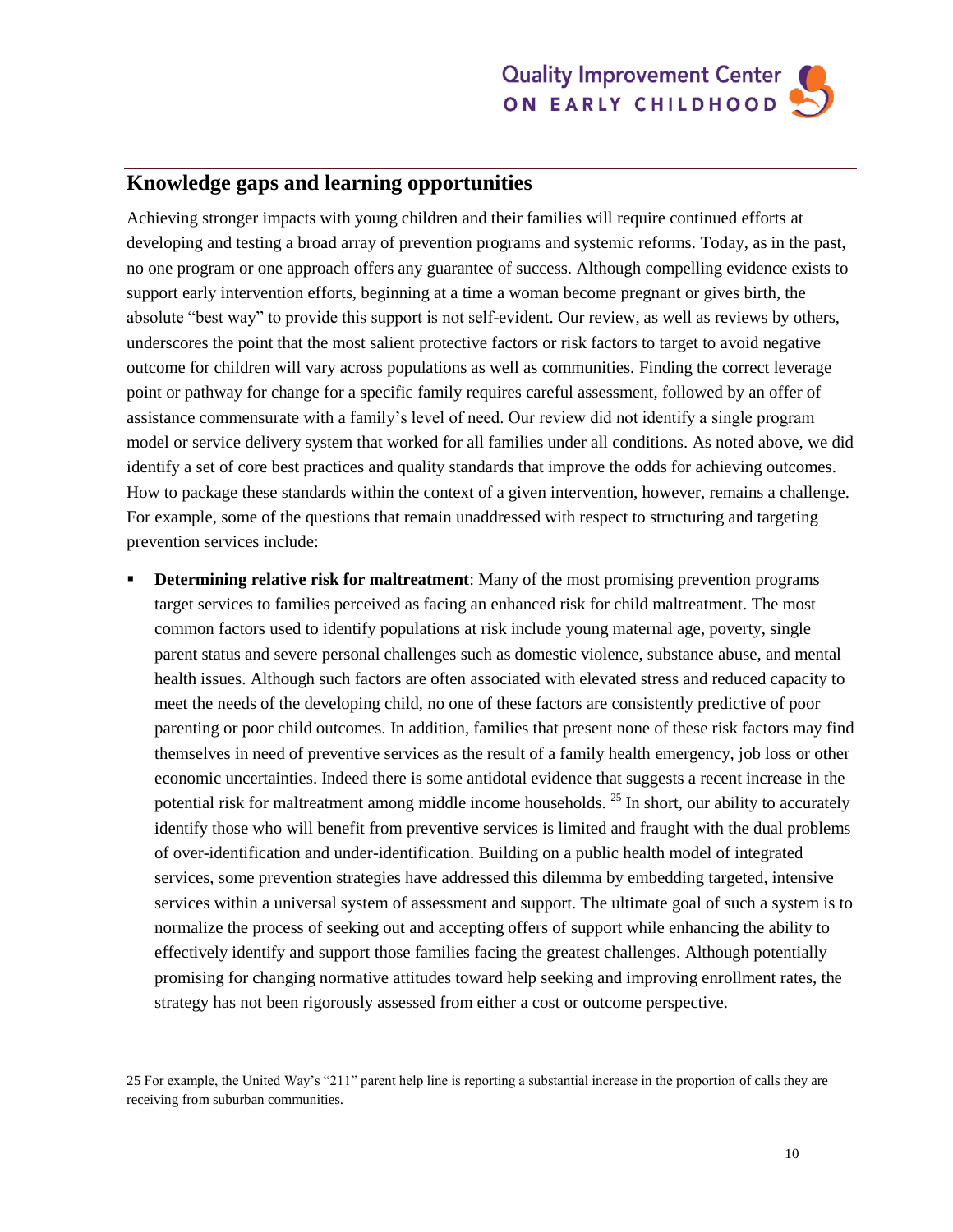## Knowledge gaps and learning opportunities

Achieving stronger impacts with young children and their families will require continued efforts at developing and testing a broad array of prevention programs and systemic reforms. Today, as in the past, no one program or one approach offers any guarantee of success. Although compelling evidence exists to support early intervention efforts, beginning at a time a woman become pregnant or gives birth, the absolute "best way" to provide this support is not self-evident. Our review, as well as reviews by others, underscores the point that the most salient protective factors or risk factors to target to avoid negative outcome for children will vary across populations as well as communities. Finding the correct leverage point or pathway for change for a specific family requires careful assessment, followed by an offer of assistance commensurate with a family's level of need. Our review did not identify a single program model or service delivery system that worked for all families under all conditions. As noted above, we did identify a set of core best practices and quality standards that improve the odds for achieving outcomes. How to package these standards within the context of a given intervention, however, remains a challenge. For example, some of the questions that remain unaddressed with respect to structuring and targeting prevention services include:

- **Determining relative risk for maltreatment**: Many of the most promising prevention programs target services to families perceived as facing an enhanced risk for child maltreatment. The most common factors used to identify populations at risk include young maternal age, poverty, single parent status and severe personal challenges such as domestic violence, substance abuse, and mental health issues. Although such factors are often associated with elevated stress and reduced capacity to meet the needs of the developing child, no one of these factors are consistently predictive of poor parenting or poor child outcomes. In addition, families that present none of these risk factors may find themselves in need of preventive services as the result of a family health emergency, job loss or other economic uncertainties. Indeed there is some antidotal evidence that suggests a recent increase in the potential risk for maltreatment among middle income households. [25] In short, our ability to accurately identify those who will benefit from preventive services is limited and fraught with the dual problems of over-identification and under-identification. Building on a public health model of integrated services, some prevention strategies have addressed this dilemma by embedding targeted, intensive services within a universal system of assessment and support. The ultimate goal of such a system is to normalize the process of seeking out and accepting offers of support while enhancing the ability to effectively identify and support those families facing the greatest challenges. Although potentially promising for changing normative attitudes toward help seeking and improving enrollment rates, the strategy has not been rigorously assessed from either a cost or outcome perspective.

25 For example, the United Way's "211" parent help line is reporting a substantial increase in the proportion of calls they are receiving from suburban communities.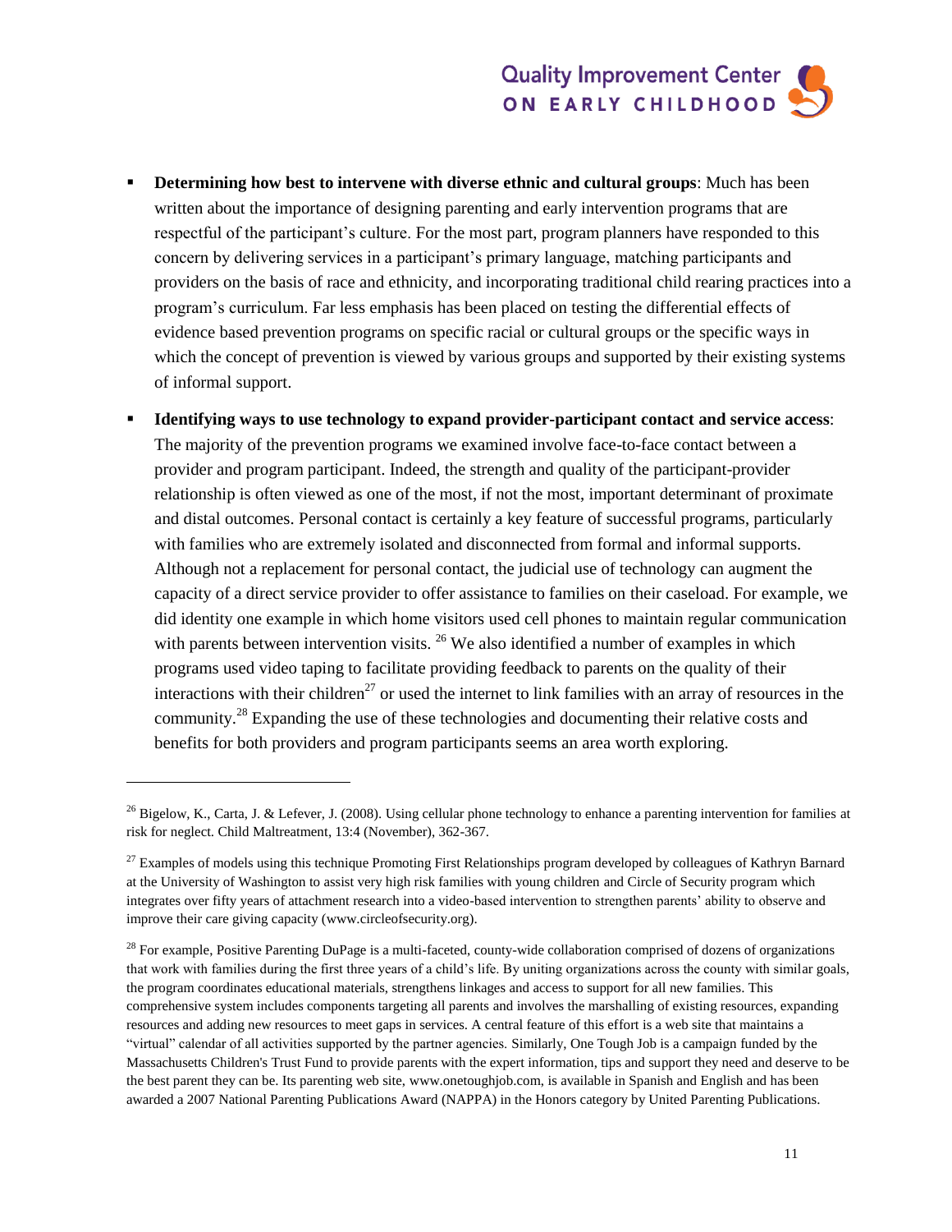- **Determining how best to intervene with diverse ethnic and cultural groups**: Much has been written about the importance of designing parenting and early intervention programs that are respectful of the participant's culture. For the most part, program planners have responded to this concern by delivering services in a participant's primary language, matching participants and providers on the basis of race and ethnicity, and incorporating traditional child rearing practices into a program's curriculum. Far less emphasis has been placed on testing the differential effects of evidence based prevention programs on specific racial or cultural groups or the specific ways in which the concept of prevention is viewed by various groups and supported by their existing systems of informal support.

- **Identifying ways to use technology to expand provider-participant contact and service access**: The majority of the prevention programs we examined involve face-to-face contact between a provider and program participant. Indeed, the strength and quality of the participant-provider relationship is often viewed as one of the most, if not the most, important determinant of proximate and distal outcomes. Personal contact is certainly a key feature of successful programs, particularly with families who are extremely isolated and disconnected from formal and informal supports. Although not a replacement for personal contact, the judicial use of technology can augment the capacity of a direct service provider to offer assistance to families on their caseload. For example, we did identity one example in which home visitors used cell phones to maintain regular communication with parents between intervention visits. [26] We also identified a number of examples in which programs used video taping to facilitate providing feedback to parents on the quality of their interactions with their children[27] or used the internet to link families with an array of resources in the community.[28] Expanding the use of these technologies and documenting their relative costs and benefits for both providers and program participants seems an area worth exploring.

---

[26] Bigelow, K., Carta, J. & Lefever, J. (2008). Using cellular phone technology to enhance a parenting intervention for families at risk for neglect. Child Maltreatment, 13:4 (November), 362-367.

[27] Examples of models using this technique Promoting First Relationships program developed by colleagues of Kathryn Barnard at the University of Washington to assist very high risk families with young children and Circle of Security program which integrates over fifty years of attachment research into a video-based intervention to strengthen parents' ability to observe and improve their care giving capacity (www.circleofsecurity.org).

[28] For example, Positive Parenting DuPage is a multi-faceted, county-wide collaboration comprised of dozens of organizations that work with families during the first three years of a child's life. By uniting organizations across the county with similar goals, the program coordinates educational materials, strengthens linkages and access to support for all new families. This comprehensive system includes components targeting all parents and involves the marshalling of existing resources, expanding resources and adding new resources to meet gaps in services. A central feature of this effort is a web site that maintains a "virtual" calendar of all activities supported by the partner agencies. Similarly, One Tough Job is a campaign funded by the Massachusetts Children's Trust Fund to provide parents with the expert information, tips and support they need and deserve to be the best parent they can be. Its parenting web site, www.onetoughjob.com, is available in Spanish and English and has been awarded a 2007 National Parenting Publications Award (NAPPA) in the Honors category by United Parenting Publications.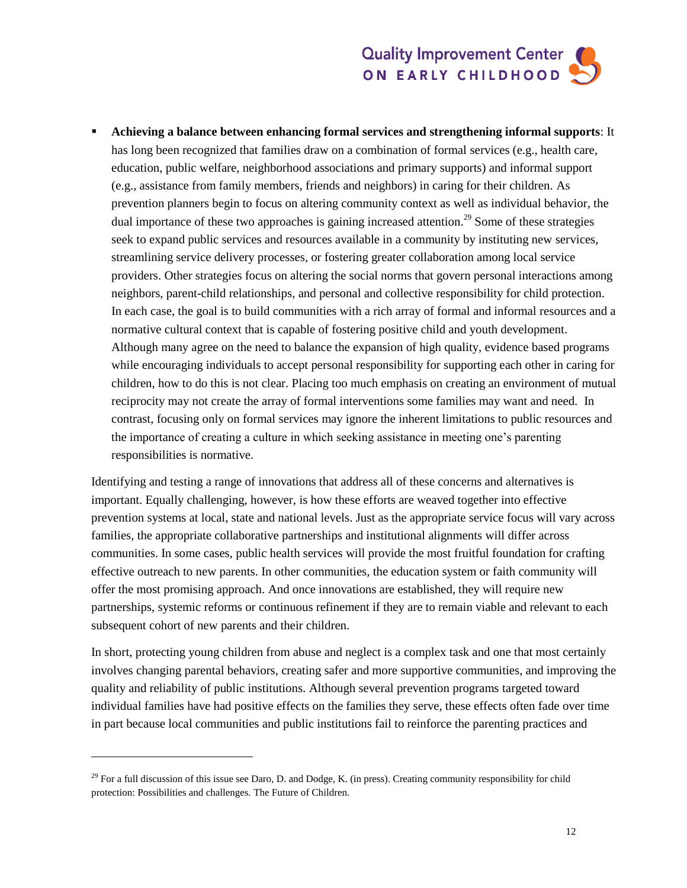- **Achieving a balance between enhancing formal services and strengthening informal supports**: It has long been recognized that families draw on a combination of formal services (e.g., health care, education, public welfare, neighborhood associations and primary supports) and informal support (e.g., assistance from family members, friends and neighbors) in caring for their children. As prevention planners begin to focus on altering community context as well as individual behavior, the dual importance of these two approaches is gaining increased attention.[29] Some of these strategies seek to expand public services and resources available in a community by instituting new services, streamlining service delivery processes, or fostering greater collaboration among local service providers. Other strategies focus on altering the social norms that govern personal interactions among neighbors, parent-child relationships, and personal and collective responsibility for child protection. In each case, the goal is to build communities with a rich array of formal and informal resources and a normative cultural context that is capable of fostering positive child and youth development. Although many agree on the need to balance the expansion of high quality, evidence based programs while encouraging individuals to accept personal responsibility for supporting each other in caring for children, how to do this is not clear. Placing too much emphasis on creating an environment of mutual reciprocity may not create the array of formal interventions some families may want and need. In contrast, focusing only on formal services may ignore the inherent limitations to public resources and the importance of creating a culture in which seeking assistance in meeting one's parenting responsibilities is normative.

Identifying and testing a range of innovations that address all of these concerns and alternatives is important. Equally challenging, however, is how these efforts are weaved together into effective prevention systems at local, state and national levels. Just as the appropriate service focus will vary across families, the appropriate collaborative partnerships and institutional alignments will differ across communities. In some cases, public health services will provide the most fruitful foundation for crafting effective outreach to new parents. In other communities, the education system or faith community will offer the most promising approach. And once innovations are established, they will require new partnerships, systemic reforms or continuous refinement if they are to remain viable and relevant to each subsequent cohort of new parents and their children.

In short, protecting young children from abuse and neglect is a complex task and one that most certainly involves changing parental behaviors, creating safer and more supportive communities, and improving the quality and reliability of public institutions. Although several prevention programs targeted toward individual families have had positive effects on the families they serve, these effects often fade over time in part because local communities and public institutions fail to reinforce the parenting practices and

---

[29] For a full discussion of this issue see Daro, D. and Dodge, K. (in press). Creating community responsibility for child protection: Possibilities and challenges. The Future of Children.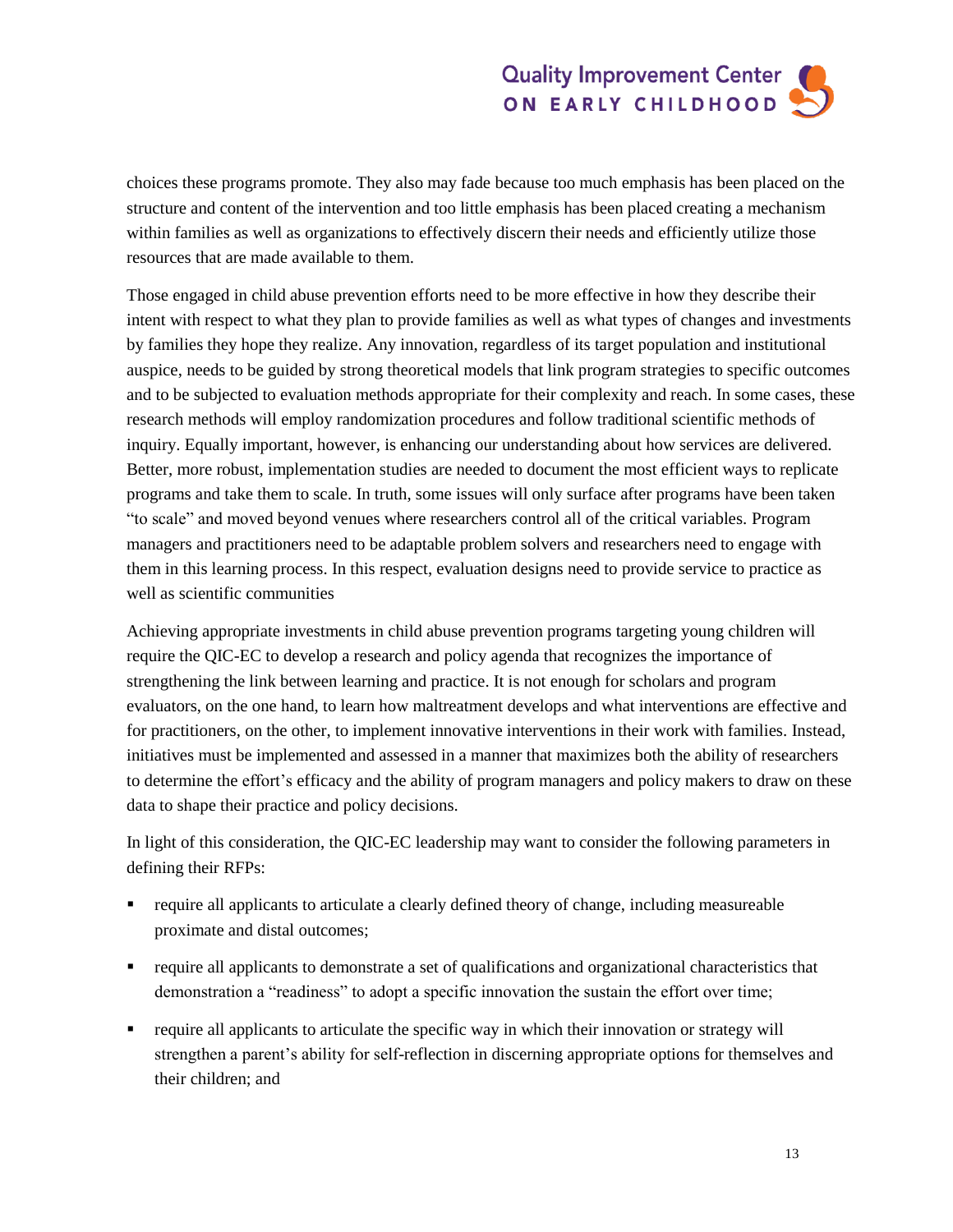choices these programs promote. They also may fade because too much emphasis has been placed on the structure and content of the intervention and too little emphasis has been placed creating a mechanism within families as well as organizations to effectively discern their needs and efficiently utilize those resources that are made available to them.

Those engaged in child abuse prevention efforts need to be more effective in how they describe their intent with respect to what they plan to provide families as well as what types of changes and investments by families they hope they realize. Any innovation, regardless of its target population and institutional auspice, needs to be guided by strong theoretical models that link program strategies to specific outcomes and to be subjected to evaluation methods appropriate for their complexity and reach. In some cases, these research methods will employ randomization procedures and follow traditional scientific methods of inquiry. Equally important, however, is enhancing our understanding about how services are delivered. Better, more robust, implementation studies are needed to document the most efficient ways to replicate programs and take them to scale. In truth, some issues will only surface after programs have been taken "to scale" and moved beyond venues where researchers control all of the critical variables. Program managers and practitioners need to be adaptable problem solvers and researchers need to engage with them in this learning process. In this respect, evaluation designs need to provide service to practice as well as scientific communities

Achieving appropriate investments in child abuse prevention programs targeting young children will require the QIC-EC to develop a research and policy agenda that recognizes the importance of strengthening the link between learning and practice. It is not enough for scholars and program evaluators, on the one hand, to learn how maltreatment develops and what interventions are effective and for practitioners, on the other, to implement innovative interventions in their work with families. Instead, initiatives must be implemented and assessed in a manner that maximizes both the ability of researchers to determine the effort's efficacy and the ability of program managers and policy makers to draw on these data to shape their practice and policy decisions.

In light of this consideration, the QIC-EC leadership may want to consider the following parameters in defining their RFPs:

- require all applicants to articulate a clearly defined theory of change, including measureable proximate and distal outcomes;
- require all applicants to demonstrate a set of qualifications and organizational characteristics that demonstration a "readiness" to adopt a specific innovation the sustain the effort over time;
- require all applicants to articulate the specific way in which their innovation or strategy will strengthen a parent's ability for self-reflection in discerning appropriate options for themselves and their children; and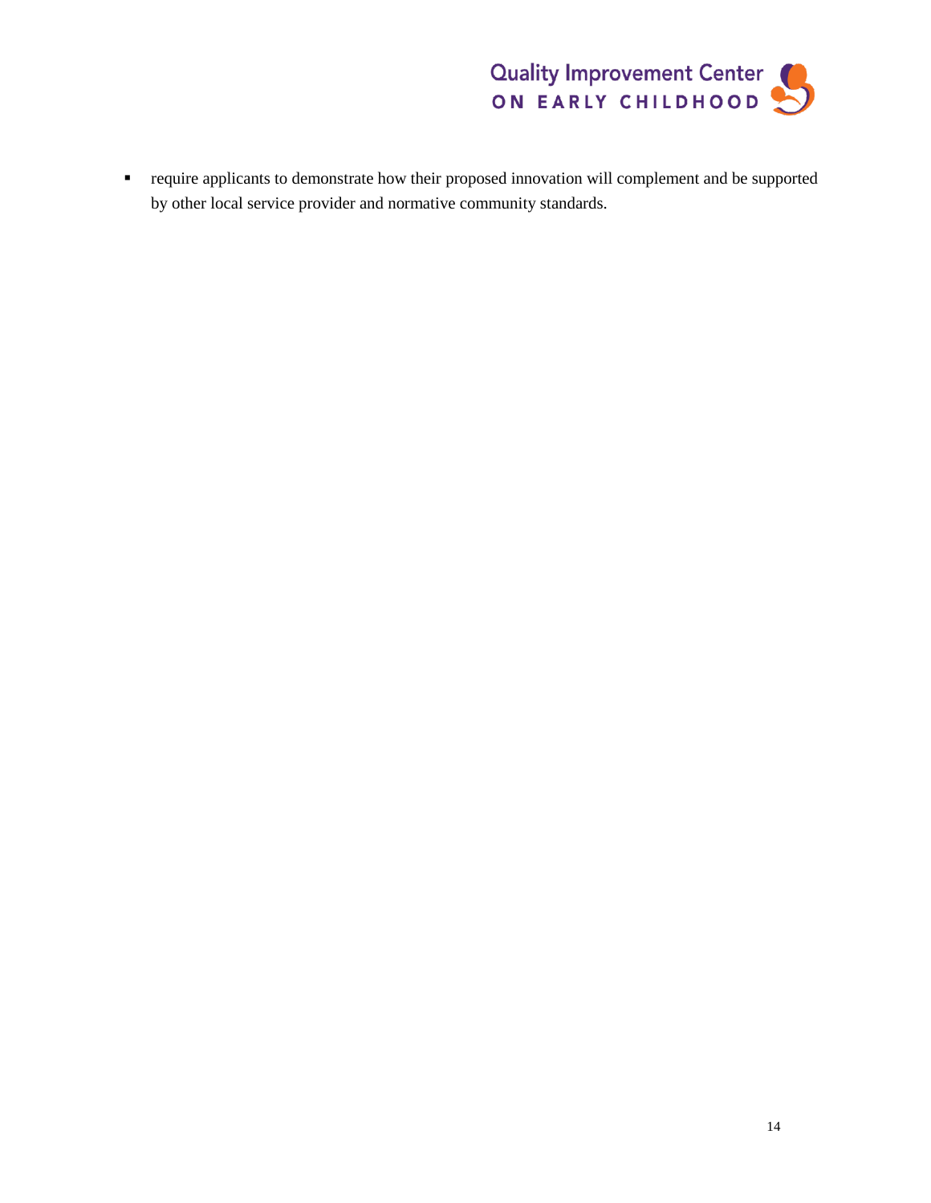- require applicants to demonstrate how their proposed innovation will complement and be supported by other local service provider and normative community standards.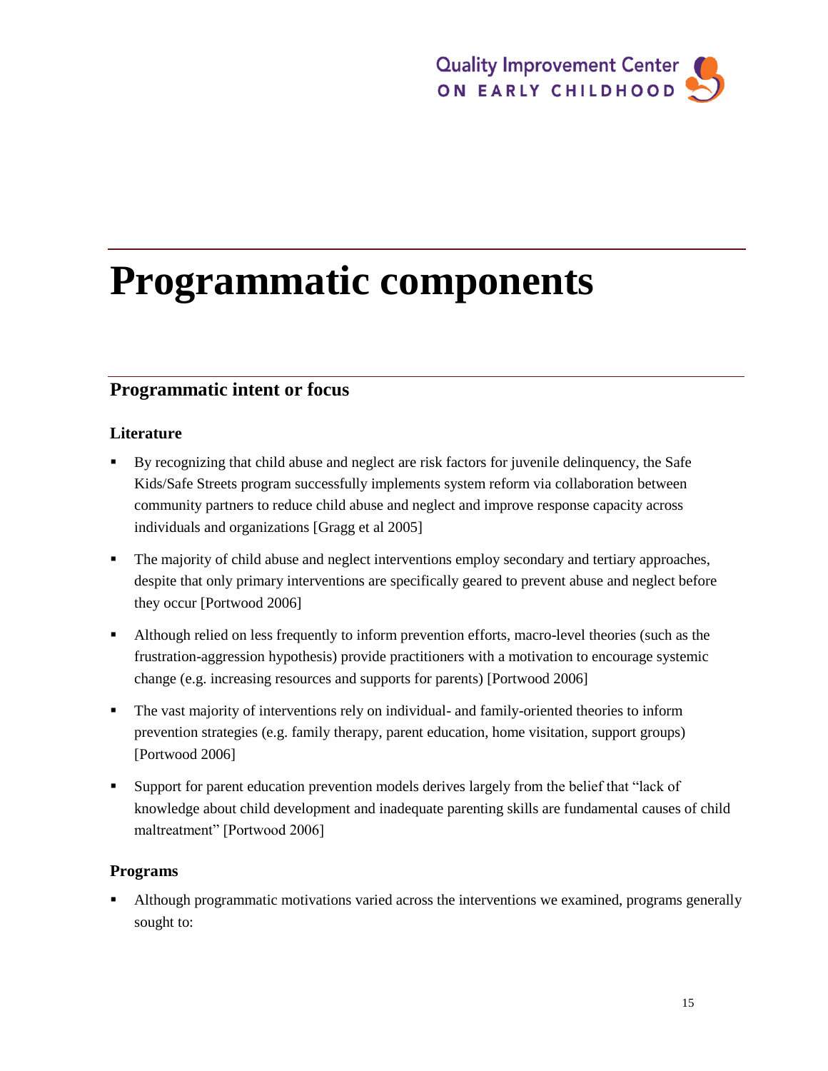# Programmatic components

## Programmatic intent or focus

### Literature

- By recognizing that child abuse and neglect are risk factors for juvenile delinquency, the Safe Kids/Safe Streets program successfully implements system reform via collaboration between community partners to reduce child abuse and neglect and improve response capacity across individuals and organizations [Gragg et al 2005]
- The majority of child abuse and neglect interventions employ secondary and tertiary approaches, despite that only primary interventions are specifically geared to prevent abuse and neglect before they occur [Portwood 2006]
- Although relied on less frequently to inform prevention efforts, macro-level theories (such as the frustration-aggression hypothesis) provide practitioners with a motivation to encourage systemic change (e.g. increasing resources and supports for parents) [Portwood 2006]
- The vast majority of interventions rely on individual- and family-oriented theories to inform prevention strategies (e.g. family therapy, parent education, home visitation, support groups) [Portwood 2006]
- Support for parent education prevention models derives largely from the belief that "lack of knowledge about child development and inadequate parenting skills are fundamental causes of child maltreatment" [Portwood 2006]

### Programs

- Although programmatic motivations varied across the interventions we examined, programs generally sought to: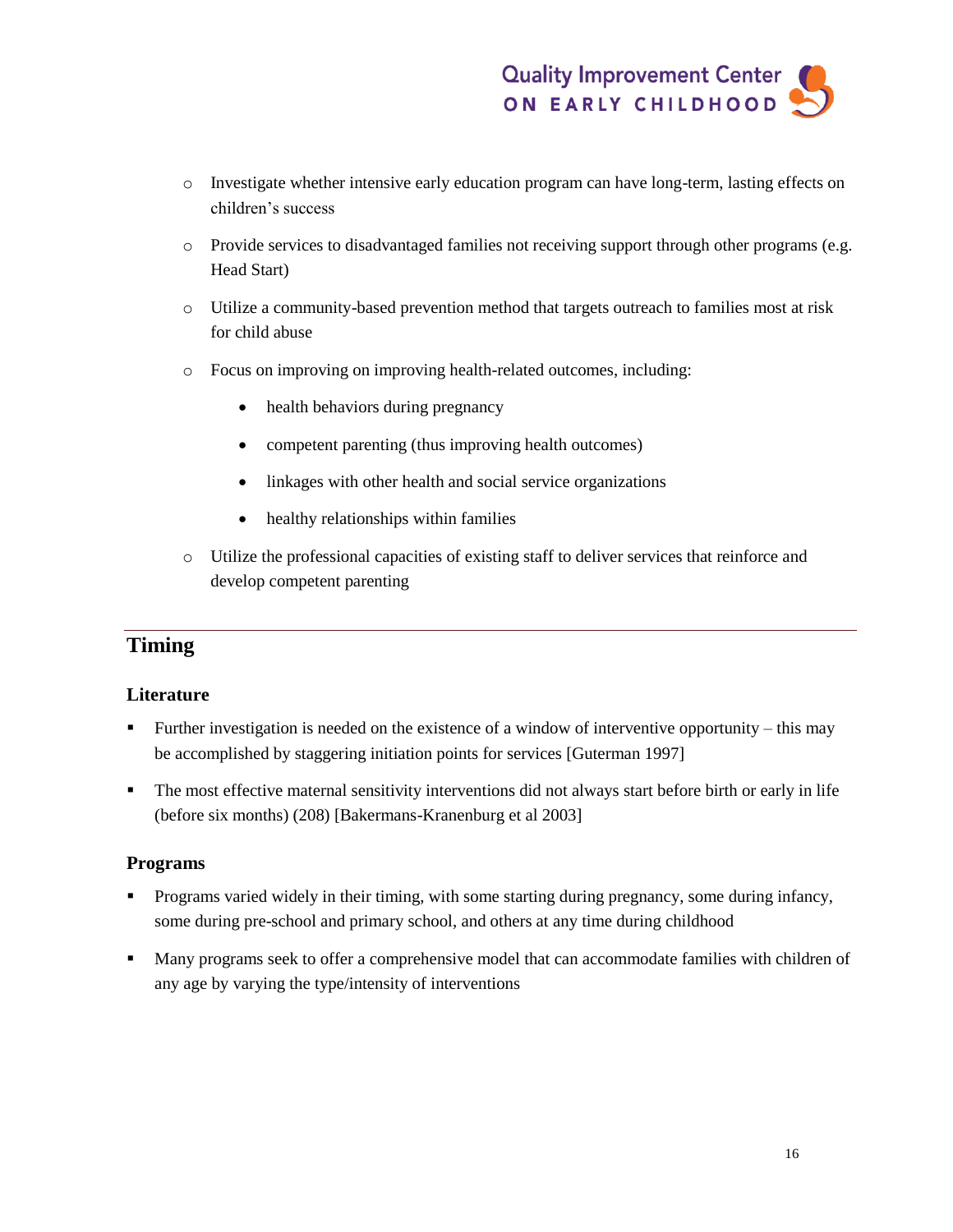- Investigate whether intensive early education program can have long-term, lasting effects on children's success
- Provide services to disadvantaged families not receiving support through other programs (e.g. Head Start)
- Utilize a community-based prevention method that targets outreach to families most at risk for child abuse
- Focus on improving on improving health-related outcomes, including:
  - health behaviors during pregnancy
  - competent parenting (thus improving health outcomes)
  - linkages with other health and social service organizations
  - healthy relationships within families
- Utilize the professional capacities of existing staff to deliver services that reinforce and develop competent parenting

## Timing

### Literature

- Further investigation is needed on the existence of a window of interventive opportunity – this may be accomplished by staggering initiation points for services [Guterman 1997]
- The most effective maternal sensitivity interventions did not always start before birth or early in life (before six months) (208) [Bakermans-Kranenburg et al 2003]

### Programs

- Programs varied widely in their timing, with some starting during pregnancy, some during infancy, some during pre-school and primary school, and others at any time during childhood
- Many programs seek to offer a comprehensive model that can accommodate families with children of any age by varying the type/intensity of interventions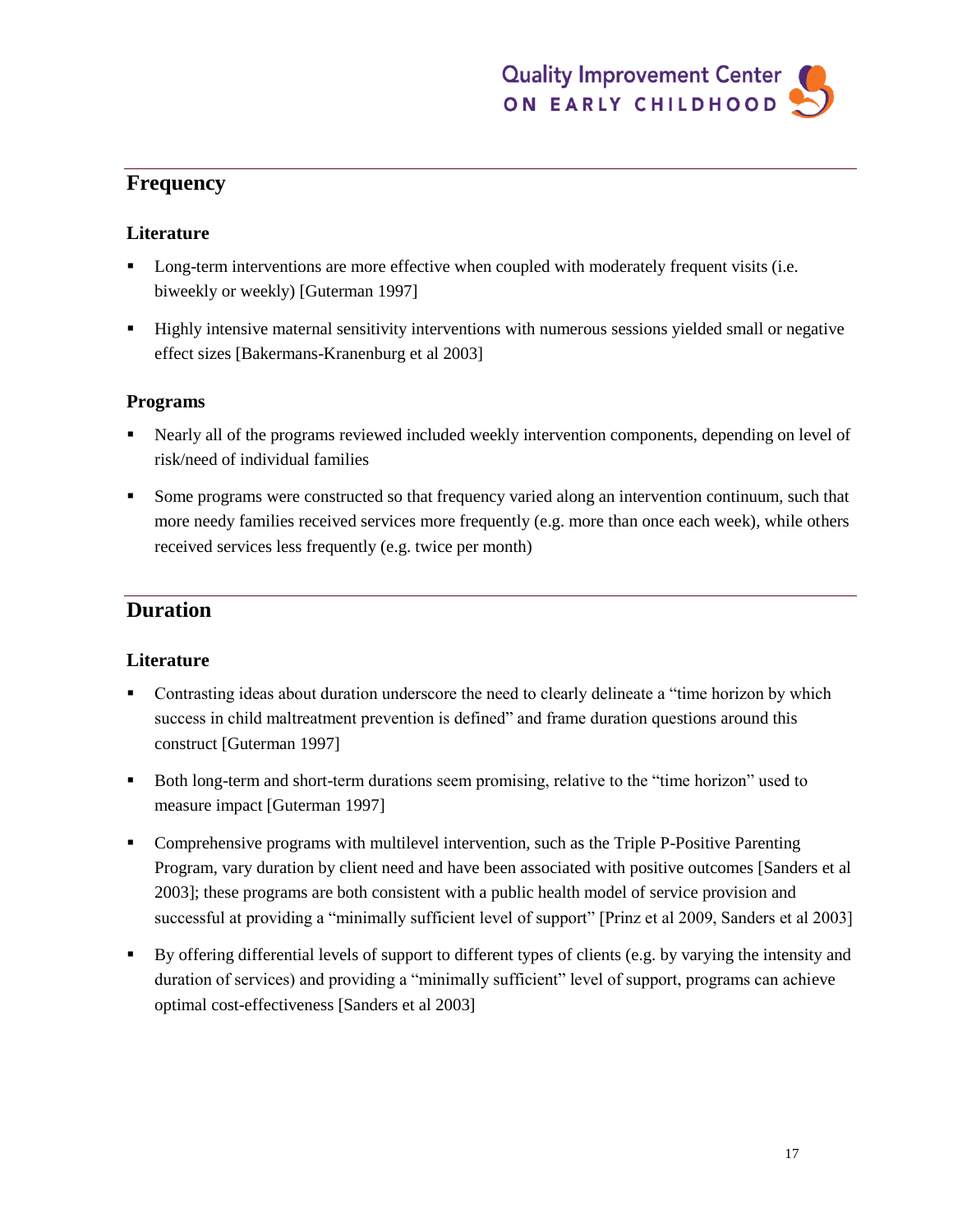## Frequency

### Literature

- Long-term interventions are more effective when coupled with moderately frequent visits (i.e. biweekly or weekly) [Guterman 1997]
- Highly intensive maternal sensitivity interventions with numerous sessions yielded small or negative effect sizes [Bakermans-Kranenburg et al 2003]

### Programs

- Nearly all of the programs reviewed included weekly intervention components, depending on level of risk/need of individual families
- Some programs were constructed so that frequency varied along an intervention continuum, such that more needy families received services more frequently (e.g. more than once each week), while others received services less frequently (e.g. twice per month)

## Duration

### Literature

- Contrasting ideas about duration underscore the need to clearly delineate a "time horizon by which success in child maltreatment prevention is defined" and frame duration questions around this construct [Guterman 1997]
- Both long-term and short-term durations seem promising, relative to the "time horizon" used to measure impact [Guterman 1997]
- Comprehensive programs with multilevel intervention, such as the Triple P-Positive Parenting Program, vary duration by client need and have been associated with positive outcomes [Sanders et al 2003]; these programs are both consistent with a public health model of service provision and successful at providing a "minimally sufficient level of support" [Prinz et al 2009, Sanders et al 2003]
- By offering differential levels of support to different types of clients (e.g. by varying the intensity and duration of services) and providing a "minimally sufficient" level of support, programs can achieve optimal cost-effectiveness [Sanders et al 2003]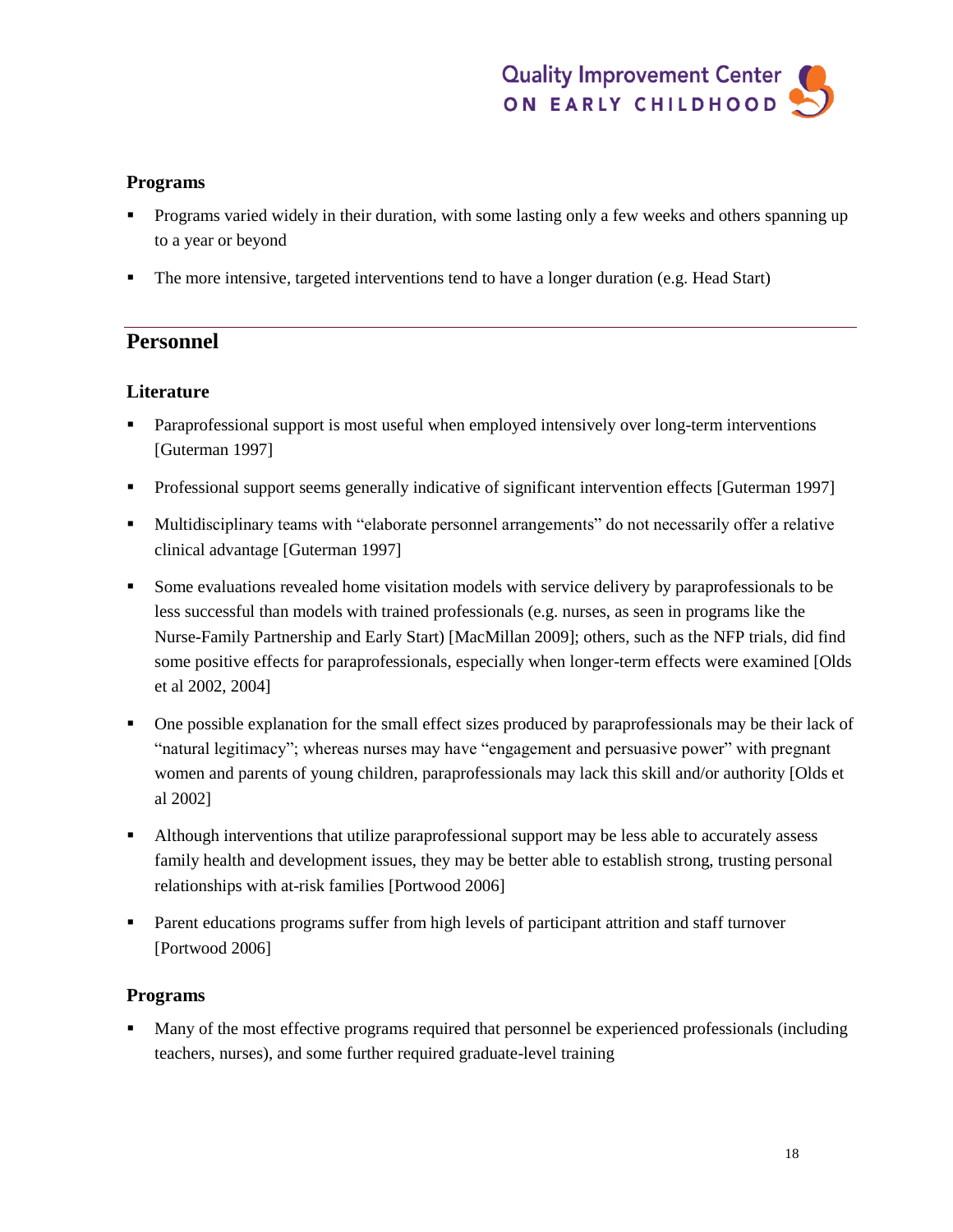### Programs

- Programs varied widely in their duration, with some lasting only a few weeks and others spanning up to a year or beyond
- The more intensive, targeted interventions tend to have a longer duration (e.g. Head Start)

## Personnel

### Literature

- Paraprofessional support is most useful when employed intensively over long-term interventions [Guterman 1997]
- Professional support seems generally indicative of significant intervention effects [Guterman 1997]
- Multidisciplinary teams with "elaborate personnel arrangements" do not necessarily offer a relative clinical advantage [Guterman 1997]
- Some evaluations revealed home visitation models with service delivery by paraprofessionals to be less successful than models with trained professionals (e.g. nurses, as seen in programs like the Nurse-Family Partnership and Early Start) [MacMillan 2009]; others, such as the NFP trials, did find some positive effects for paraprofessionals, especially when longer-term effects were examined [Olds et al 2002, 2004]
- One possible explanation for the small effect sizes produced by paraprofessionals may be their lack of "natural legitimacy"; whereas nurses may have "engagement and persuasive power" with pregnant women and parents of young children, paraprofessionals may lack this skill and/or authority [Olds et al 2002]
- Although interventions that utilize paraprofessional support may be less able to accurately assess family health and development issues, they may be better able to establish strong, trusting personal relationships with at-risk families [Portwood 2006]
- Parent educations programs suffer from high levels of participant attrition and staff turnover [Portwood 2006]

### Programs

- Many of the most effective programs required that personnel be experienced professionals (including teachers, nurses), and some further required graduate-level training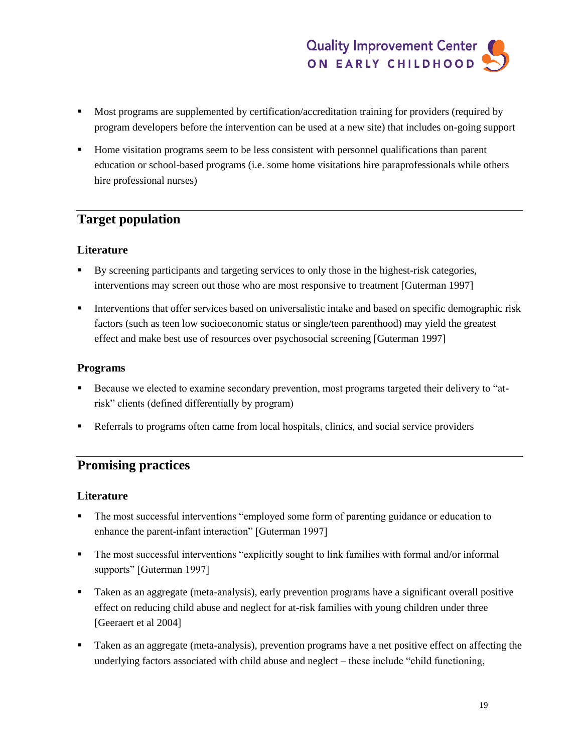- Most programs are supplemented by certification/accreditation training for providers (required by program developers before the intervention can be used at a new site) that includes on-going support
- Home visitation programs seem to be less consistent with personnel qualifications than parent education or school-based programs (i.e. some home visitations hire paraprofessionals while others hire professional nurses)

## Target population

### Literature

- By screening participants and targeting services to only those in the highest-risk categories, interventions may screen out those who are most responsive to treatment [Guterman 1997]
- Interventions that offer services based on universalistic intake and based on specific demographic risk factors (such as teen low socioeconomic status or single/teen parenthood) may yield the greatest effect and make best use of resources over psychosocial screening [Guterman 1997]

### Programs

- Because we elected to examine secondary prevention, most programs targeted their delivery to "at-risk" clients (defined differentially by program)
- Referrals to programs often came from local hospitals, clinics, and social service providers

## Promising practices

### Literature

- The most successful interventions "employed some form of parenting guidance or education to enhance the parent-infant interaction" [Guterman 1997]
- The most successful interventions "explicitly sought to link families with formal and/or informal supports" [Guterman 1997]
- Taken as an aggregate (meta-analysis), early prevention programs have a significant overall positive effect on reducing child abuse and neglect for at-risk families with young children under three [Geeraert et al 2004]
- Taken as an aggregate (meta-analysis), prevention programs have a net positive effect on affecting the underlying factors associated with child abuse and neglect – these include "child functioning,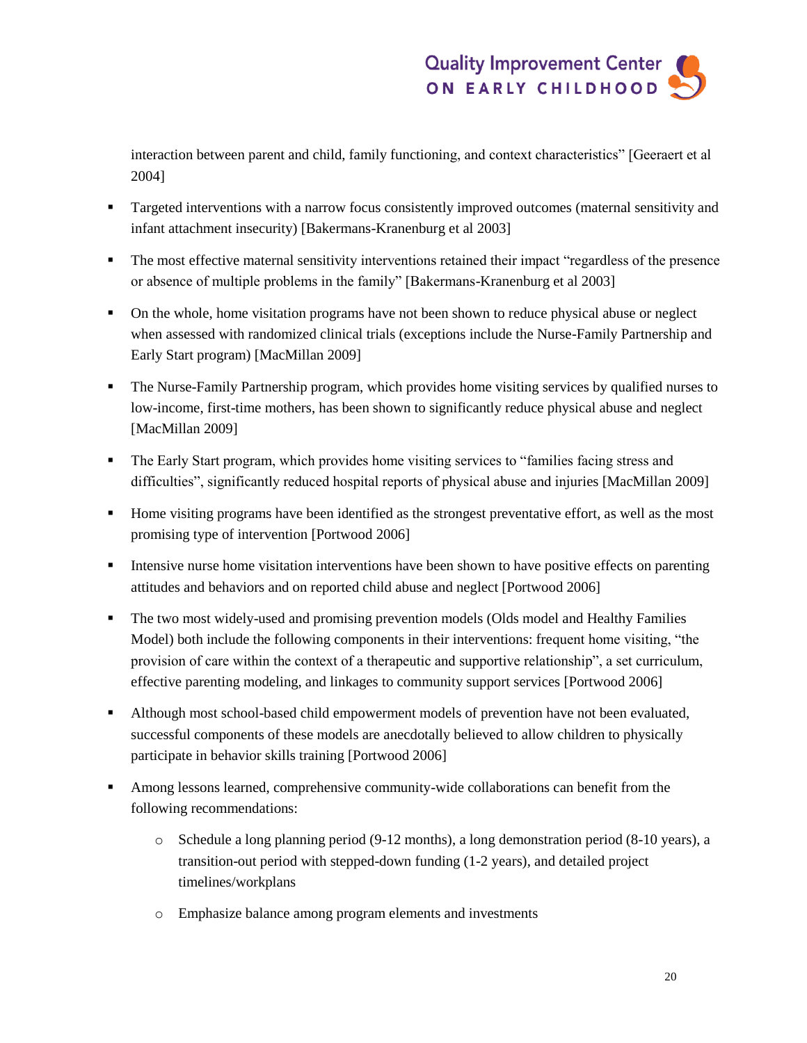interaction between parent and child, family functioning, and context characteristics" [Geeraert et al 2004]

- Targeted interventions with a narrow focus consistently improved outcomes (maternal sensitivity and infant attachment insecurity) [Bakermans-Kranenburg et al 2003]
- The most effective maternal sensitivity interventions retained their impact "regardless of the presence or absence of multiple problems in the family" [Bakermans-Kranenburg et al 2003]
- On the whole, home visitation programs have not been shown to reduce physical abuse or neglect when assessed with randomized clinical trials (exceptions include the Nurse-Family Partnership and Early Start program) [MacMillan 2009]
- The Nurse-Family Partnership program, which provides home visiting services by qualified nurses to low-income, first-time mothers, has been shown to significantly reduce physical abuse and neglect [MacMillan 2009]
- The Early Start program, which provides home visiting services to "families facing stress and difficulties", significantly reduced hospital reports of physical abuse and injuries [MacMillan 2009]
- Home visiting programs have been identified as the strongest preventative effort, as well as the most promising type of intervention [Portwood 2006]
- Intensive nurse home visitation interventions have been shown to have positive effects on parenting attitudes and behaviors and on reported child abuse and neglect [Portwood 2006]
- The two most widely-used and promising prevention models (Olds model and Healthy Families Model) both include the following components in their interventions: frequent home visiting, "the provision of care within the context of a therapeutic and supportive relationship", a set curriculum, effective parenting modeling, and linkages to community support services [Portwood 2006]
- Although most school-based child empowerment models of prevention have not been evaluated, successful components of these models are anecdotally believed to allow children to physically participate in behavior skills training [Portwood 2006]
- Among lessons learned, comprehensive community-wide collaborations can benefit from the following recommendations:
    - Schedule a long planning period (9-12 months), a long demonstration period (8-10 years), a transition-out period with stepped-down funding (1-2 years), and detailed project timelines/workplans
    - Emphasize balance among program elements and investments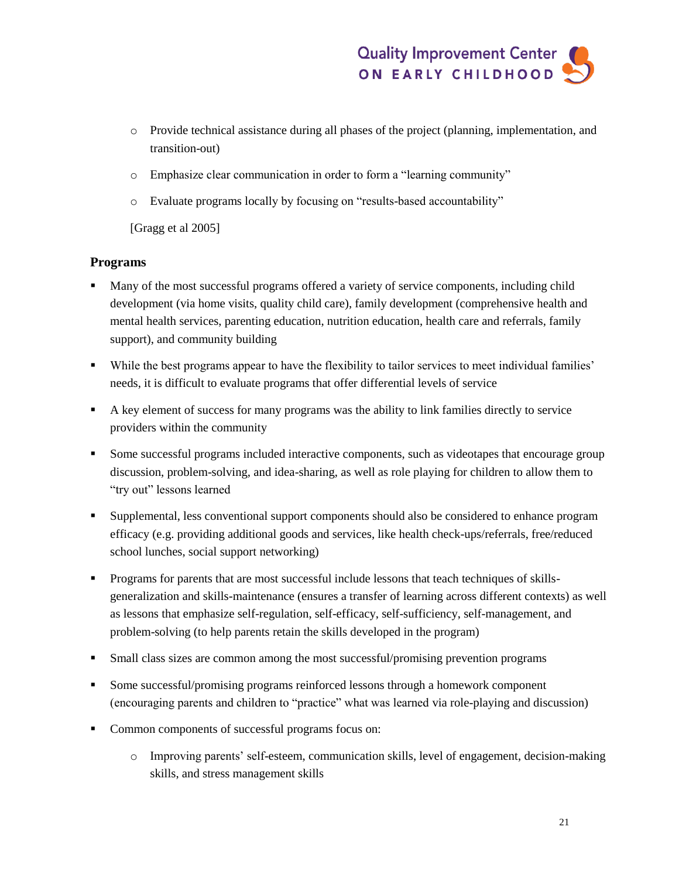- Provide technical assistance during all phases of the project (planning, implementation, and transition-out)
  - Emphasize clear communication in order to form a "learning community"
  - Evaluate programs locally by focusing on "results-based accountability"

  [Gragg et al 2005]

### Programs

- Many of the most successful programs offered a variety of service components, including child development (via home visits, quality child care), family development (comprehensive health and mental health services, parenting education, nutrition education, health care and referrals, family support), and community building
- While the best programs appear to have the flexibility to tailor services to meet individual families' needs, it is difficult to evaluate programs that offer differential levels of service
- A key element of success for many programs was the ability to link families directly to service providers within the community
- Some successful programs included interactive components, such as videotapes that encourage group discussion, problem-solving, and idea-sharing, as well as role playing for children to allow them to "try out" lessons learned
- Supplemental, less conventional support components should also be considered to enhance program efficacy (e.g. providing additional goods and services, like health check-ups/referrals, free/reduced school lunches, social support networking)
- Programs for parents that are most successful include lessons that teach techniques of skills-generalization and skills-maintenance (ensures a transfer of learning across different contexts) as well as lessons that emphasize self-regulation, self-efficacy, self-sufficiency, self-management, and problem-solving (to help parents retain the skills developed in the program)
- Small class sizes are common among the most successful/promising prevention programs
- Some successful/promising programs reinforced lessons through a homework component (encouraging parents and children to "practice" what was learned via role-playing and discussion)
- Common components of successful programs focus on:
  - Improving parents' self-esteem, communication skills, level of engagement, decision-making skills, and stress management skills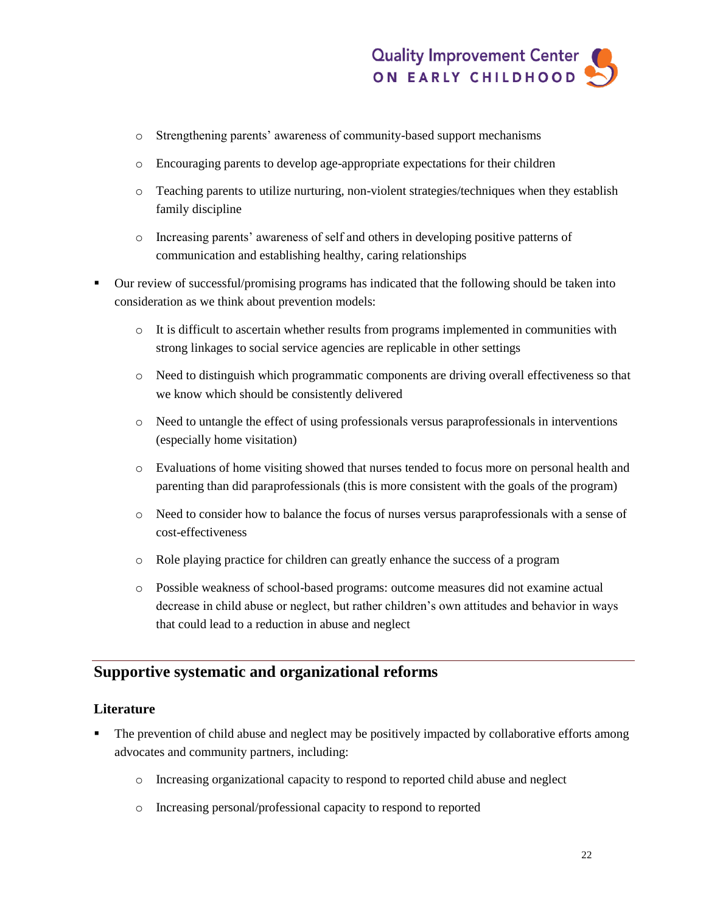- Strengthening parents' awareness of community-based support mechanisms
  - Encouraging parents to develop age-appropriate expectations for their children
  - Teaching parents to utilize nurturing, non-violent strategies/techniques when they establish family discipline
  - Increasing parents' awareness of self and others in developing positive patterns of communication and establishing healthy, caring relationships

- Our review of successful/promising programs has indicated that the following should be taken into consideration as we think about prevention models:
  - It is difficult to ascertain whether results from programs implemented in communities with strong linkages to social service agencies are replicable in other settings
  - Need to distinguish which programmatic components are driving overall effectiveness so that we know which should be consistently delivered
  - Need to untangle the effect of using professionals versus paraprofessionals in interventions (especially home visitation)
  - Evaluations of home visiting showed that nurses tended to focus more on personal health and parenting than did paraprofessionals (this is more consistent with the goals of the program)
  - Need to consider how to balance the focus of nurses versus paraprofessionals with a sense of cost-effectiveness
  - Role playing practice for children can greatly enhance the success of a program
  - Possible weakness of school-based programs: outcome measures did not examine actual decrease in child abuse or neglect, but rather children's own attitudes and behavior in ways that could lead to a reduction in abuse and neglect

## Supportive systematic and organizational reforms

### Literature

- The prevention of child abuse and neglect may be positively impacted by collaborative efforts among advocates and community partners, including:
  - Increasing organizational capacity to respond to reported child abuse and neglect
  - Increasing personal/professional capacity to respond to reported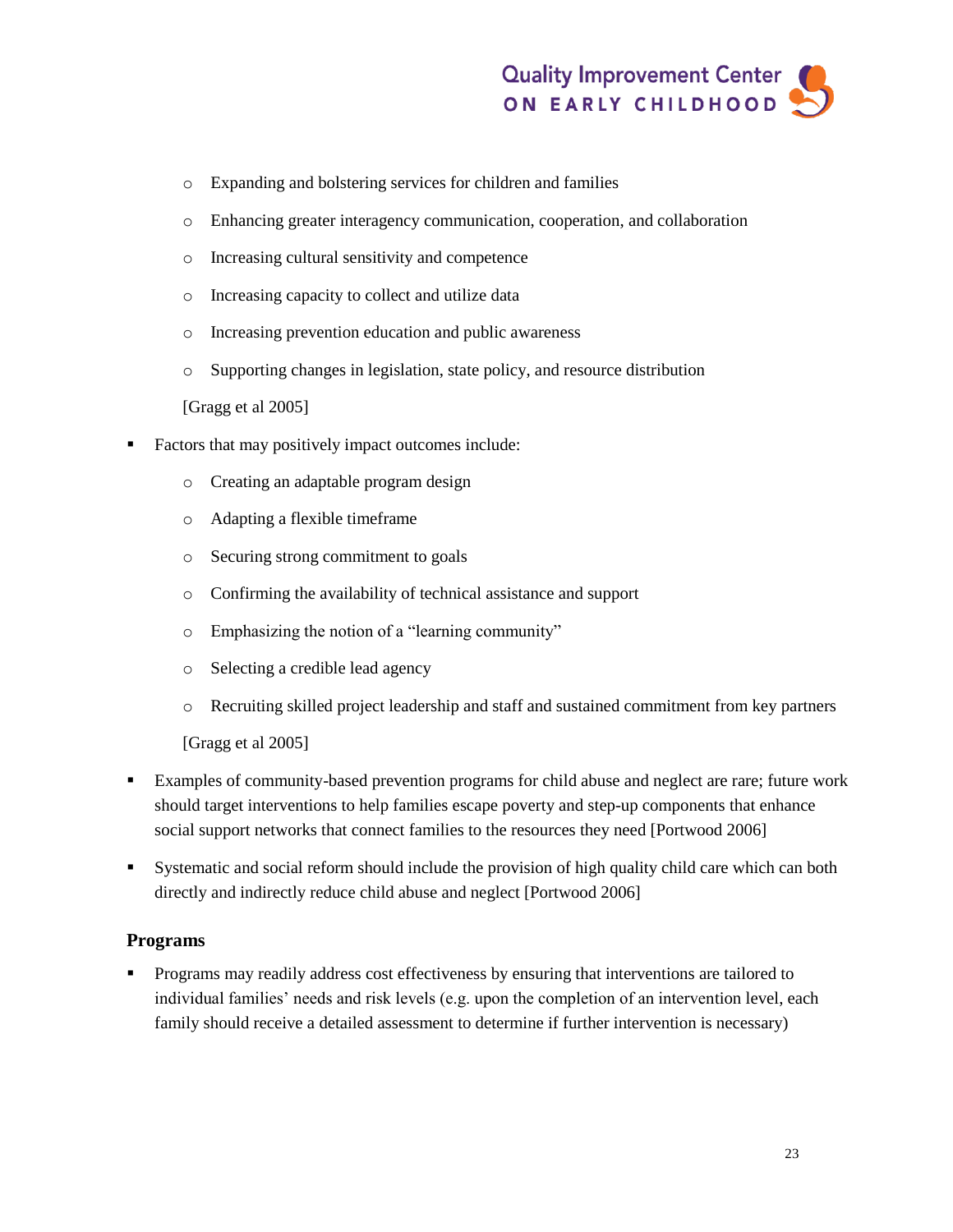- Expanding and bolstering services for children and families
- Enhancing greater interagency communication, cooperation, and collaboration
- Increasing cultural sensitivity and competence
- Increasing capacity to collect and utilize data
- Increasing prevention education and public awareness
- Supporting changes in legislation, state policy, and resource distribution

  [Gragg et al 2005]

- Factors that may positively impact outcomes include:
  - Creating an adaptable program design
  - Adapting a flexible timeframe
  - Securing strong commitment to goals
  - Confirming the availability of technical assistance and support
  - Emphasizing the notion of a "learning community"
  - Selecting a credible lead agency
  - Recruiting skilled project leadership and staff and sustained commitment from key partners

  [Gragg et al 2005]

- Examples of community-based prevention programs for child abuse and neglect are rare; future work should target interventions to help families escape poverty and step-up components that enhance social support networks that connect families to the resources they need [Portwood 2006]
- Systematic and social reform should include the provision of high quality child care which can both directly and indirectly reduce child abuse and neglect [Portwood 2006]

## Programs

- Programs may readily address cost effectiveness by ensuring that interventions are tailored to individual families' needs and risk levels (e.g. upon the completion of an intervention level, each family should receive a detailed assessment to determine if further intervention is necessary)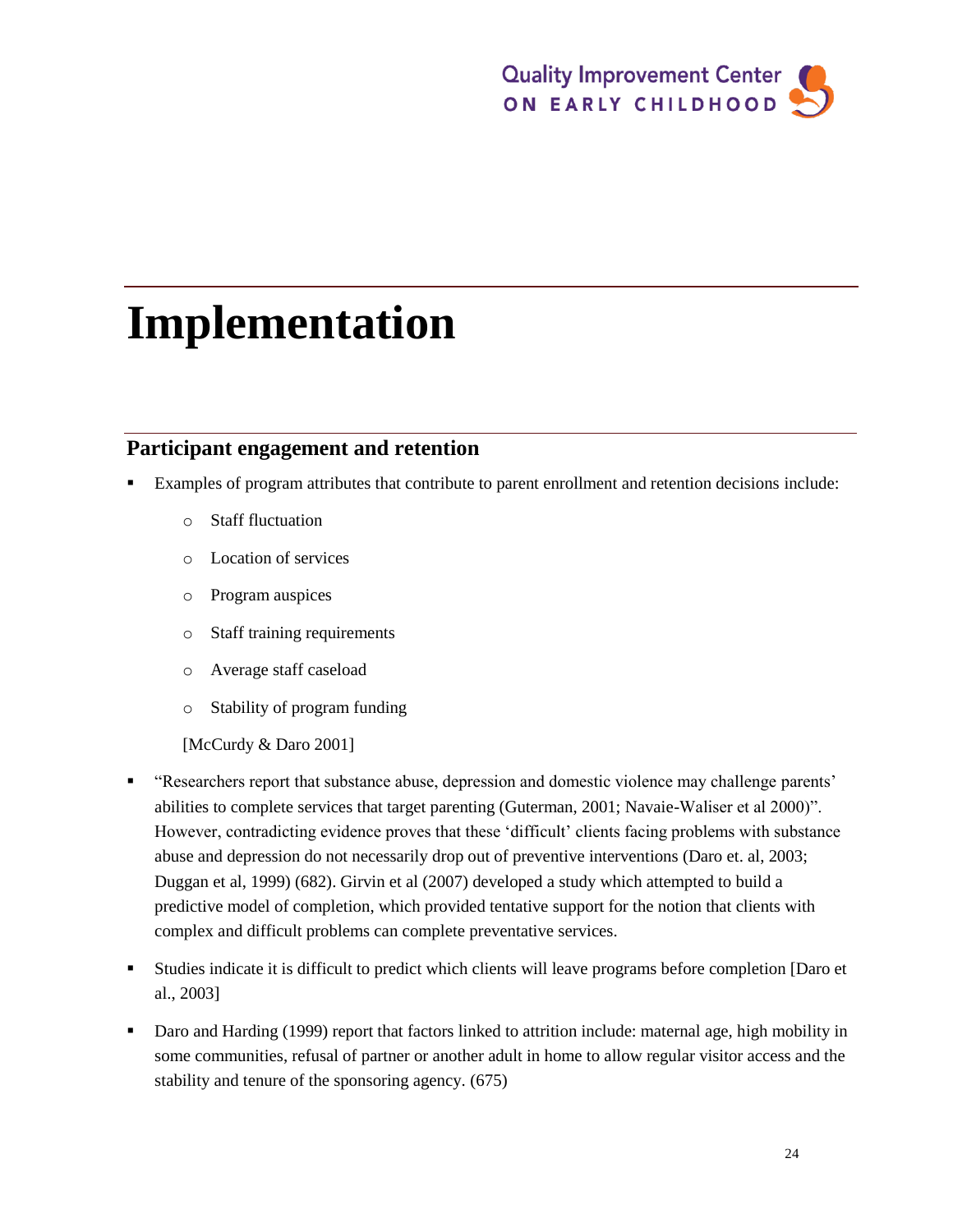# Implementation

## Participant engagement and retention

- Examples of program attributes that contribute to parent enrollment and retention decisions include:
    - Staff fluctuation
    - Location of services
    - Program auspices
    - Staff training requirements
    - Average staff caseload
    - Stability of program funding

  [McCurdy & Daro 2001]

- "Researchers report that substance abuse, depression and domestic violence may challenge parents' abilities to complete services that target parenting (Guterman, 2001; Navaie-Waliser et al 2000)". However, contradicting evidence proves that these 'difficult' clients facing problems with substance abuse and depression do not necessarily drop out of preventive interventions (Daro et. al, 2003; Duggan et al, 1999) (682). Girvin et al (2007) developed a study which attempted to build a predictive model of completion, which provided tentative support for the notion that clients with complex and difficult problems can complete preventative services.
- Studies indicate it is difficult to predict which clients will leave programs before completion [Daro et al., 2003]
- Daro and Harding (1999) report that factors linked to attrition include: maternal age, high mobility in some communities, refusal of partner or another adult in home to allow regular visitor access and the stability and tenure of the sponsoring agency. (675)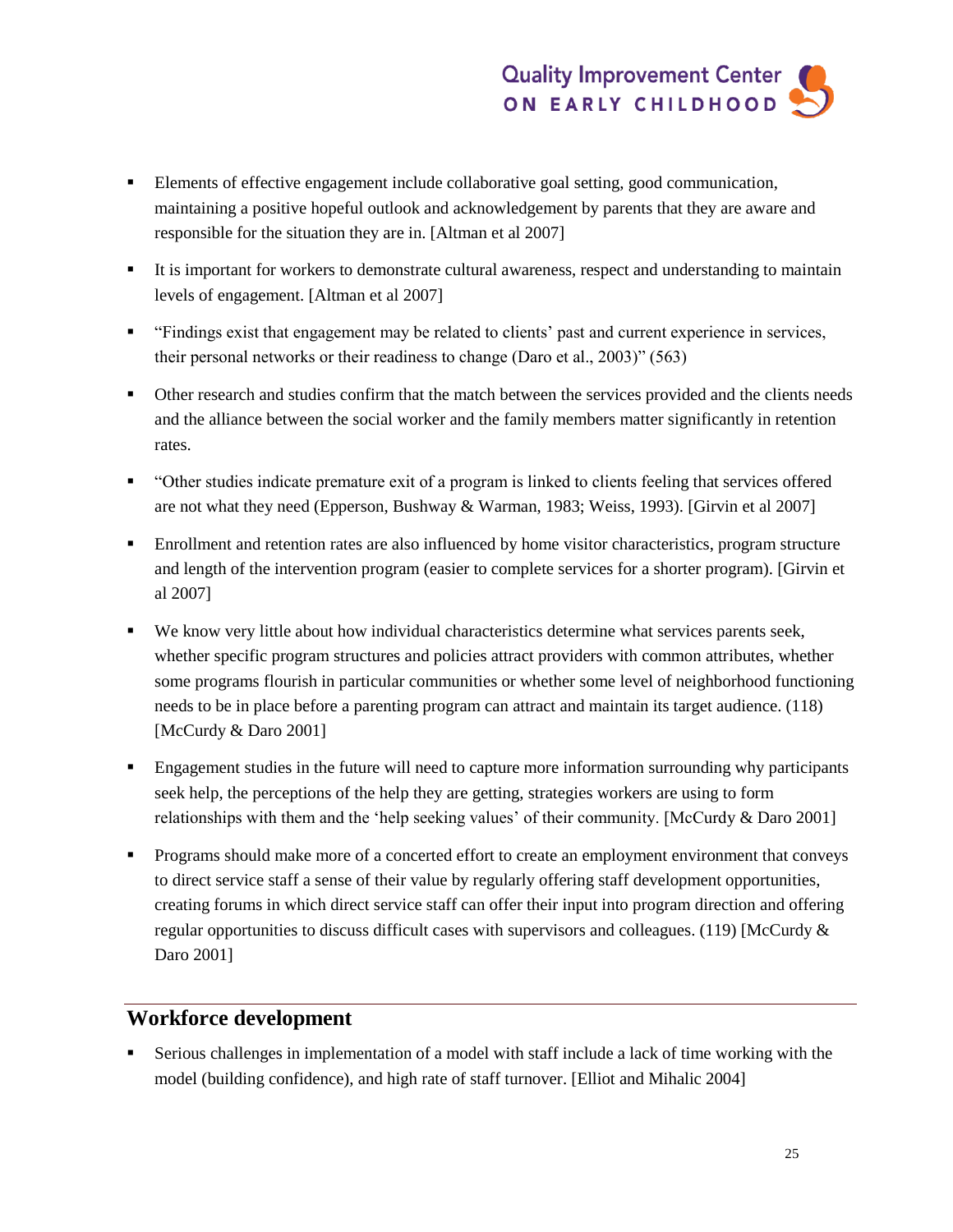- Elements of effective engagement include collaborative goal setting, good communication, maintaining a positive hopeful outlook and acknowledgement by parents that they are aware and responsible for the situation they are in. [Altman et al 2007]
- It is important for workers to demonstrate cultural awareness, respect and understanding to maintain levels of engagement. [Altman et al 2007]
- "Findings exist that engagement may be related to clients' past and current experience in services, their personal networks or their readiness to change (Daro et al., 2003)" (563)
- Other research and studies confirm that the match between the services provided and the clients needs and the alliance between the social worker and the family members matter significantly in retention rates.
- "Other studies indicate premature exit of a program is linked to clients feeling that services offered are not what they need (Epperson, Bushway & Warman, 1983; Weiss, 1993). [Girvin et al 2007]
- Enrollment and retention rates are also influenced by home visitor characteristics, program structure and length of the intervention program (easier to complete services for a shorter program). [Girvin et al 2007]
- We know very little about how individual characteristics determine what services parents seek, whether specific program structures and policies attract providers with common attributes, whether some programs flourish in particular communities or whether some level of neighborhood functioning needs to be in place before a parenting program can attract and maintain its target audience. (118) [McCurdy & Daro 2001]
- Engagement studies in the future will need to capture more information surrounding why participants seek help, the perceptions of the help they are getting, strategies workers are using to form relationships with them and the 'help seeking values' of their community. [McCurdy & Daro 2001]
- Programs should make more of a concerted effort to create an employment environment that conveys to direct service staff a sense of their value by regularly offering staff development opportunities, creating forums in which direct service staff can offer their input into program direction and offering regular opportunities to discuss difficult cases with supervisors and colleagues. (119) [McCurdy & Daro 2001]

## Workforce development

- Serious challenges in implementation of a model with staff include a lack of time working with the model (building confidence), and high rate of staff turnover. [Elliot and Mihalic 2004]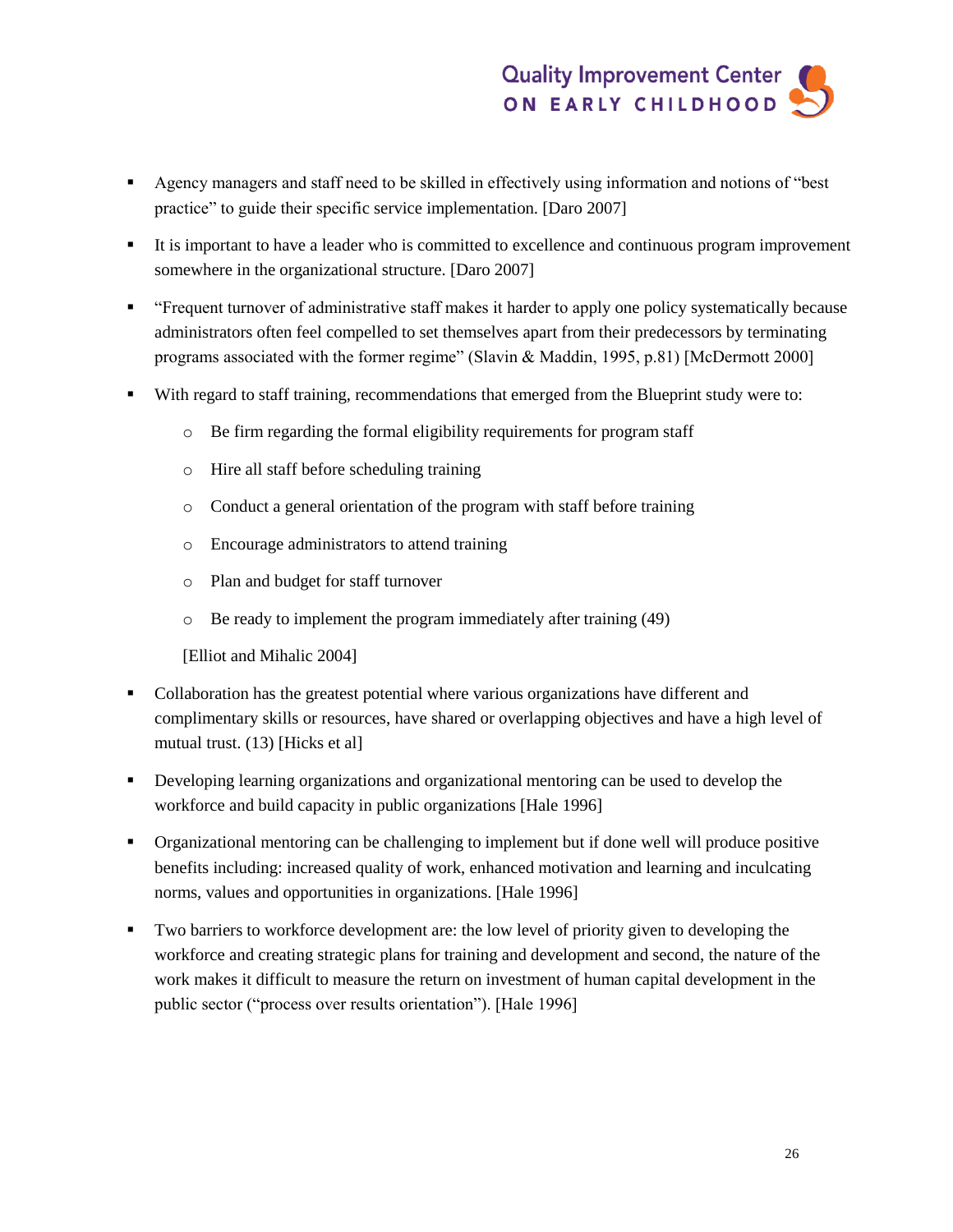- Agency managers and staff need to be skilled in effectively using information and notions of "best practice" to guide their specific service implementation. [Daro 2007]

- It is important to have a leader who is committed to excellence and continuous program improvement somewhere in the organizational structure. [Daro 2007]

- "Frequent turnover of administrative staff makes it harder to apply one policy systematically because administrators often feel compelled to set themselves apart from their predecessors by terminating programs associated with the former regime" (Slavin & Maddin, 1995, p.81) [McDermott 2000]

- With regard to staff training, recommendations that emerged from the Blueprint study were to:

  - Be firm regarding the formal eligibility requirements for program staff
  - Hire all staff before scheduling training
  - Conduct a general orientation of the program with staff before training
  - Encourage administrators to attend training
  - Plan and budget for staff turnover
  - Be ready to implement the program immediately after training (49)

  [Elliot and Mihalic 2004]

- Collaboration has the greatest potential where various organizations have different and complimentary skills or resources, have shared or overlapping objectives and have a high level of mutual trust. (13) [Hicks et al]

- Developing learning organizations and organizational mentoring can be used to develop the workforce and build capacity in public organizations [Hale 1996]

- Organizational mentoring can be challenging to implement but if done well will produce positive benefits including: increased quality of work, enhanced motivation and learning and inculcating norms, values and opportunities in organizations. [Hale 1996]

- Two barriers to workforce development are: the low level of priority given to developing the workforce and creating strategic plans for training and development and second, the nature of the work makes it difficult to measure the return on investment of human capital development in the public sector ("process over results orientation"). [Hale 1996]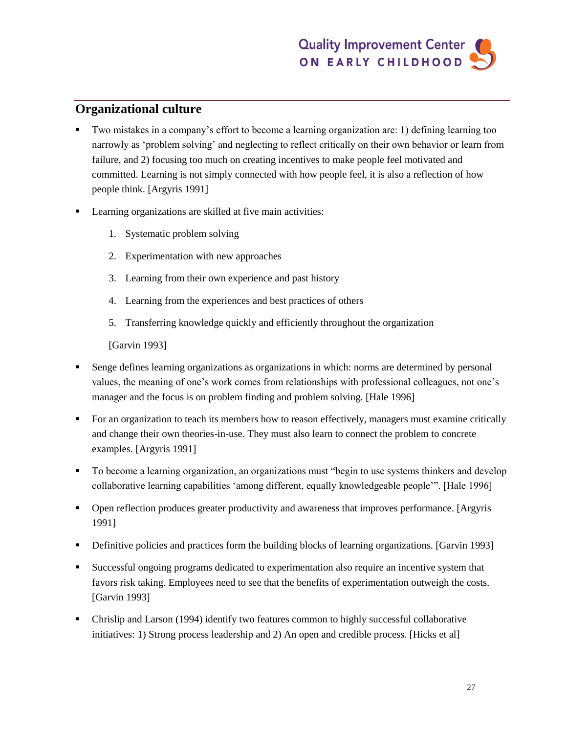## Organizational culture

- Two mistakes in a company's effort to become a learning organization are: 1) defining learning too narrowly as 'problem solving' and neglecting to reflect critically on their own behavior or learn from failure, and 2) focusing too much on creating incentives to make people feel motivated and committed. Learning is not simply connected with how people feel, it is also a reflection of how people think. [Argyris 1991]
- Learning organizations are skilled at five main activities:
  1. Systematic problem solving
  2. Experimentation with new approaches
  3. Learning from their own experience and past history
  4. Learning from the experiences and best practices of others
  5. Transferring knowledge quickly and efficiently throughout the organization

  [Garvin 1993]
- Senge defines learning organizations as organizations in which: norms are determined by personal values, the meaning of one's work comes from relationships with professional colleagues, not one's manager and the focus is on problem finding and problem solving. [Hale 1996]
- For an organization to teach its members how to reason effectively, managers must examine critically and change their own theories-in-use. They must also learn to connect the problem to concrete examples. [Argyris 1991]
- To become a learning organization, an organizations must "begin to use systems thinkers and develop collaborative learning capabilities 'among different, equally knowledgeable people'". [Hale 1996]
- Open reflection produces greater productivity and awareness that improves performance. [Argyris 1991]
- Definitive policies and practices form the building blocks of learning organizations. [Garvin 1993]
- Successful ongoing programs dedicated to experimentation also require an incentive system that favors risk taking. Employees need to see that the benefits of experimentation outweigh the costs. [Garvin 1993]
- Chrislip and Larson (1994) identify two features common to highly successful collaborative initiatives: 1) Strong process leadership and 2) An open and credible process. [Hicks et al]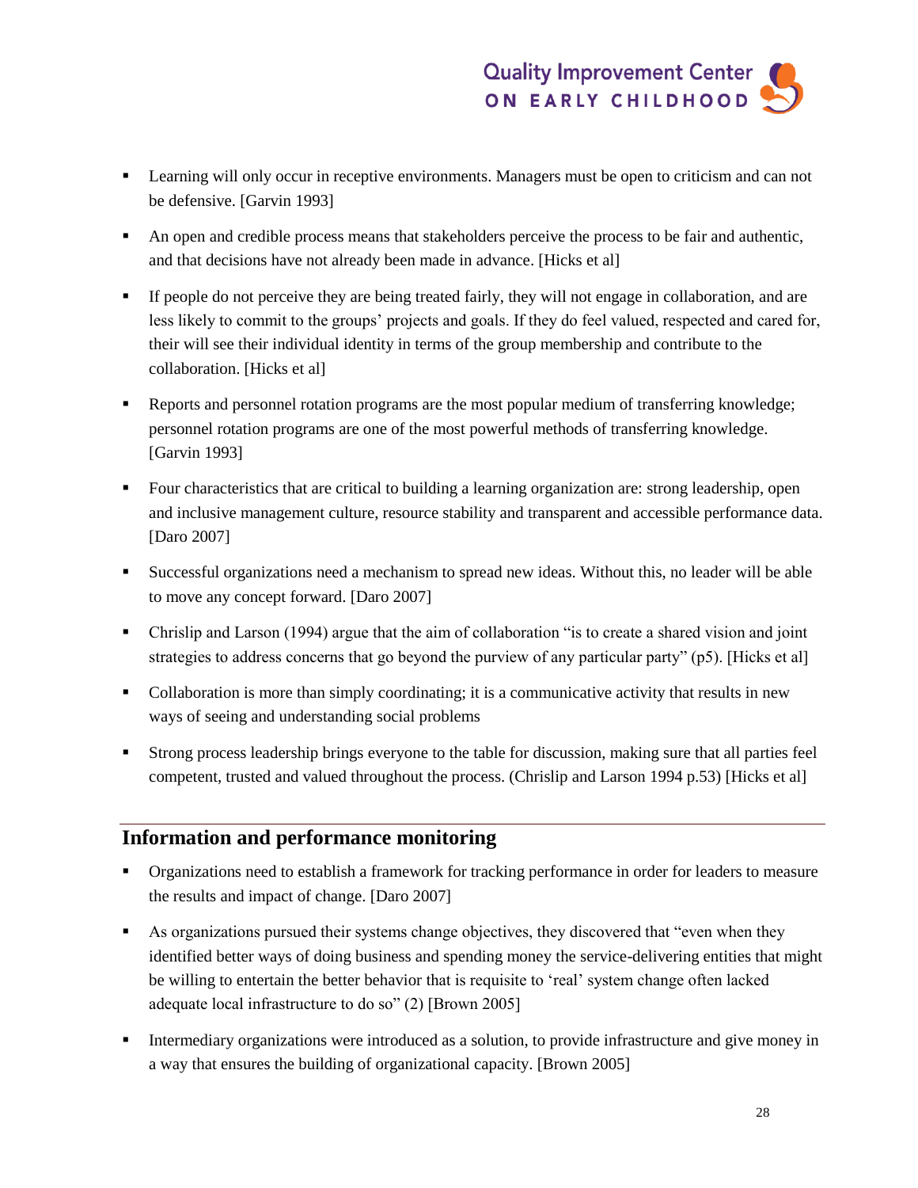- Learning will only occur in receptive environments. Managers must be open to criticism and can not be defensive. [Garvin 1993]
- An open and credible process means that stakeholders perceive the process to be fair and authentic, and that decisions have not already been made in advance. [Hicks et al]
- If people do not perceive they are being treated fairly, they will not engage in collaboration, and are less likely to commit to the groups' projects and goals. If they do feel valued, respected and cared for, their will see their individual identity in terms of the group membership and contribute to the collaboration. [Hicks et al]
- Reports and personnel rotation programs are the most popular medium of transferring knowledge; personnel rotation programs are one of the most powerful methods of transferring knowledge. [Garvin 1993]
- Four characteristics that are critical to building a learning organization are: strong leadership, open and inclusive management culture, resource stability and transparent and accessible performance data. [Daro 2007]
- Successful organizations need a mechanism to spread new ideas. Without this, no leader will be able to move any concept forward. [Daro 2007]
- Chrislip and Larson (1994) argue that the aim of collaboration "is to create a shared vision and joint strategies to address concerns that go beyond the purview of any particular party" (p5). [Hicks et al]
- Collaboration is more than simply coordinating; it is a communicative activity that results in new ways of seeing and understanding social problems
- Strong process leadership brings everyone to the table for discussion, making sure that all parties feel competent, trusted and valued throughout the process. (Chrislip and Larson 1994 p.53) [Hicks et al]

## Information and performance monitoring

- Organizations need to establish a framework for tracking performance in order for leaders to measure the results and impact of change. [Daro 2007]
- As organizations pursued their systems change objectives, they discovered that "even when they identified better ways of doing business and spending money the service-delivering entities that might be willing to entertain the better behavior that is requisite to 'real' system change often lacked adequate local infrastructure to do so" (2) [Brown 2005]
- Intermediary organizations were introduced as a solution, to provide infrastructure and give money in a way that ensures the building of organizational capacity. [Brown 2005]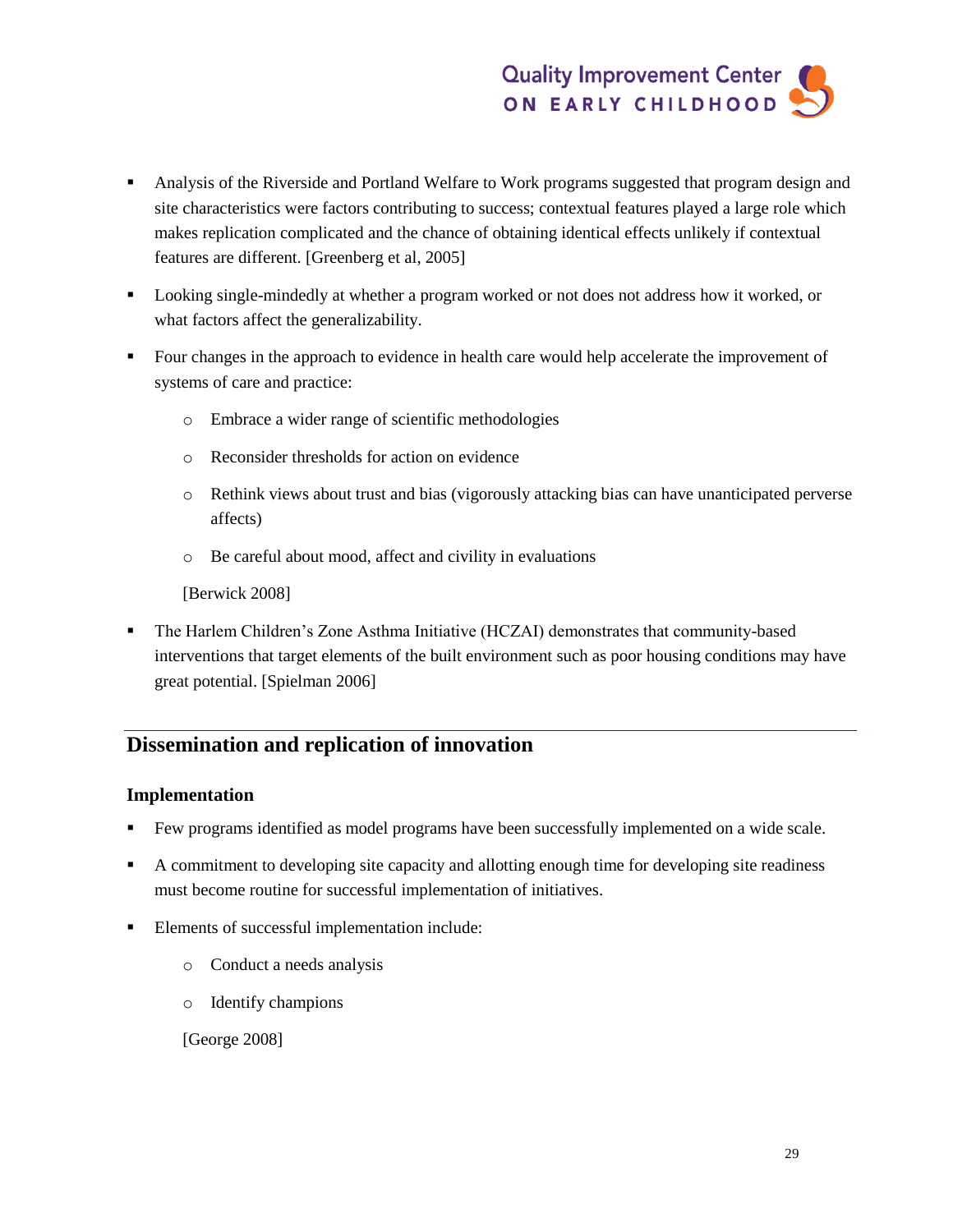- Analysis of the Riverside and Portland Welfare to Work programs suggested that program design and site characteristics were factors contributing to success; contextual features played a large role which makes replication complicated and the chance of obtaining identical effects unlikely if contextual features are different. [Greenberg et al, 2005]

- Looking single-mindedly at whether a program worked or not does not address how it worked, or what factors affect the generalizability.

- Four changes in the approach to evidence in health care would help accelerate the improvement of systems of care and practice:

  - Embrace a wider range of scientific methodologies
  - Reconsider thresholds for action on evidence
  - Rethink views about trust and bias (vigorously attacking bias can have unanticipated perverse affects)
  - Be careful about mood, affect and civility in evaluations

  [Berwick 2008]

- The Harlem Children's Zone Asthma Initiative (HCZAI) demonstrates that community-based interventions that target elements of the built environment such as poor housing conditions may have great potential. [Spielman 2006]

## Dissemination and replication of innovation

### Implementation

- Few programs identified as model programs have been successfully implemented on a wide scale.

- A commitment to developing site capacity and allotting enough time for developing site readiness must become routine for successful implementation of initiatives.

- Elements of successful implementation include:

  - Conduct a needs analysis
  - Identify champions

  [George 2008]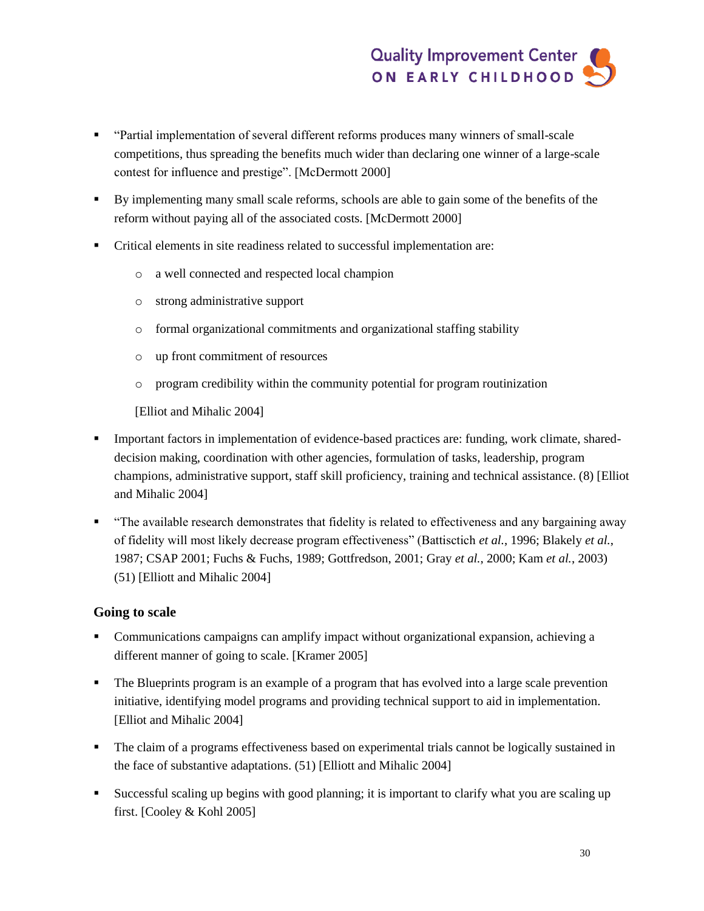- "Partial implementation of several different reforms produces many winners of small-scale competitions, thus spreading the benefits much wider than declaring one winner of a large-scale contest for influence and prestige". [McDermott 2000]
- By implementing many small scale reforms, schools are able to gain some of the benefits of the reform without paying all of the associated costs. [McDermott 2000]
- Critical elements in site readiness related to successful implementation are:
  - a well connected and respected local champion
  - strong administrative support
  - formal organizational commitments and organizational staffing stability
  - up front commitment of resources
  - program credibility within the community potential for program routinization

  [Elliot and Mihalic 2004]
- Important factors in implementation of evidence-based practices are: funding, work climate, shared-decision making, coordination with other agencies, formulation of tasks, leadership, program champions, administrative support, staff skill proficiency, training and technical assistance. (8) [Elliot and Mihalic 2004]
- "The available research demonstrates that fidelity is related to effectiveness and any bargaining away of fidelity will most likely decrease program effectiveness" (Battisctich *et al.*, 1996; Blakely *et al.*, 1987; CSAP 2001; Fuchs & Fuchs, 1989; Gottfredson, 2001; Gray *et al.*, 2000; Kam *et al.*, 2003) (51) [Elliott and Mihalic 2004]

### Going to scale

- Communications campaigns can amplify impact without organizational expansion, achieving a different manner of going to scale. [Kramer 2005]
- The Blueprints program is an example of a program that has evolved into a large scale prevention initiative, identifying model programs and providing technical support to aid in implementation. [Elliot and Mihalic 2004]
- The claim of a programs effectiveness based on experimental trials cannot be logically sustained in the face of substantive adaptations. (51) [Elliott and Mihalic 2004]
- Successful scaling up begins with good planning; it is important to clarify what you are scaling up first. [Cooley & Kohl 2005]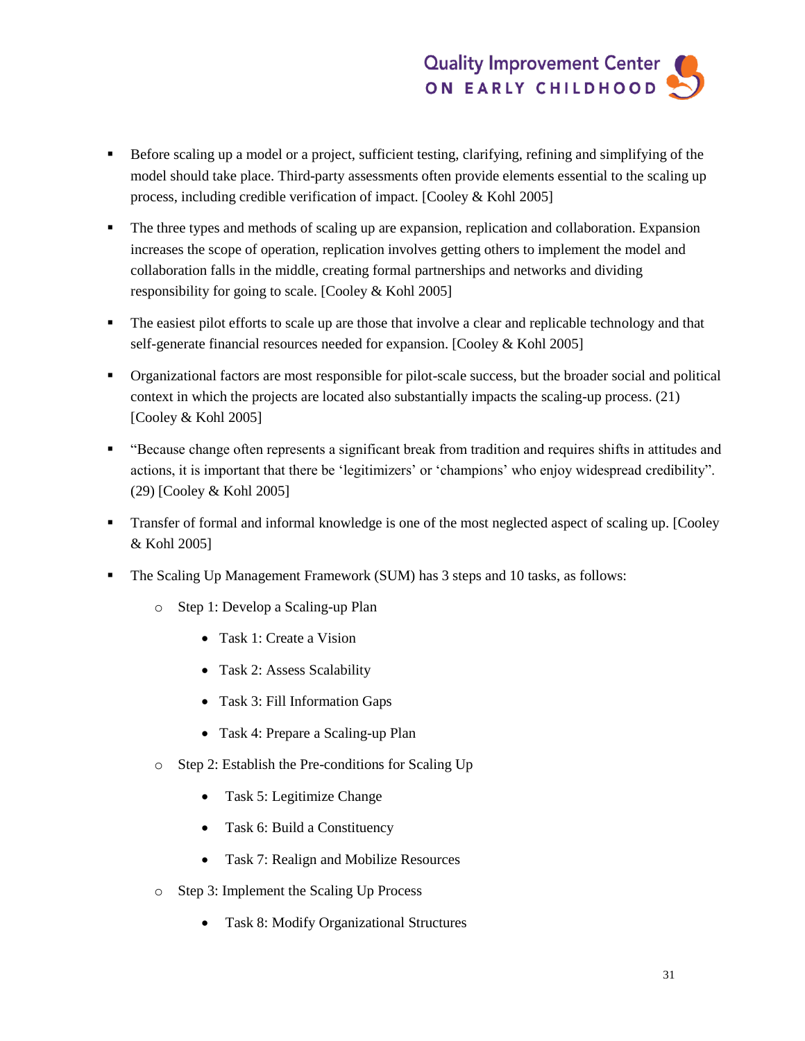- Before scaling up a model or a project, sufficient testing, clarifying, refining and simplifying of the model should take place. Third-party assessments often provide elements essential to the scaling up process, including credible verification of impact. [Cooley & Kohl 2005]
- The three types and methods of scaling up are expansion, replication and collaboration. Expansion increases the scope of operation, replication involves getting others to implement the model and collaboration falls in the middle, creating formal partnerships and networks and dividing responsibility for going to scale. [Cooley & Kohl 2005]
- The easiest pilot efforts to scale up are those that involve a clear and replicable technology and that self-generate financial resources needed for expansion. [Cooley & Kohl 2005]
- Organizational factors are most responsible for pilot-scale success, but the broader social and political context in which the projects are located also substantially impacts the scaling-up process. (21) [Cooley & Kohl 2005]
- "Because change often represents a significant break from tradition and requires shifts in attitudes and actions, it is important that there be 'legitimizers' or 'champions' who enjoy widespread credibility". (29) [Cooley & Kohl 2005]
- Transfer of formal and informal knowledge is one of the most neglected aspect of scaling up. [Cooley & Kohl 2005]
- The Scaling Up Management Framework (SUM) has 3 steps and 10 tasks, as follows:
  - Step 1: Develop a Scaling-up Plan
    - Task 1: Create a Vision
    - Task 2: Assess Scalability
    - Task 3: Fill Information Gaps
    - Task 4: Prepare a Scaling-up Plan
  - Step 2: Establish the Pre-conditions for Scaling Up
    - Task 5: Legitimize Change
    - Task 6: Build a Constituency
    - Task 7: Realign and Mobilize Resources
  - Step 3: Implement the Scaling Up Process
    - Task 8: Modify Organizational Structures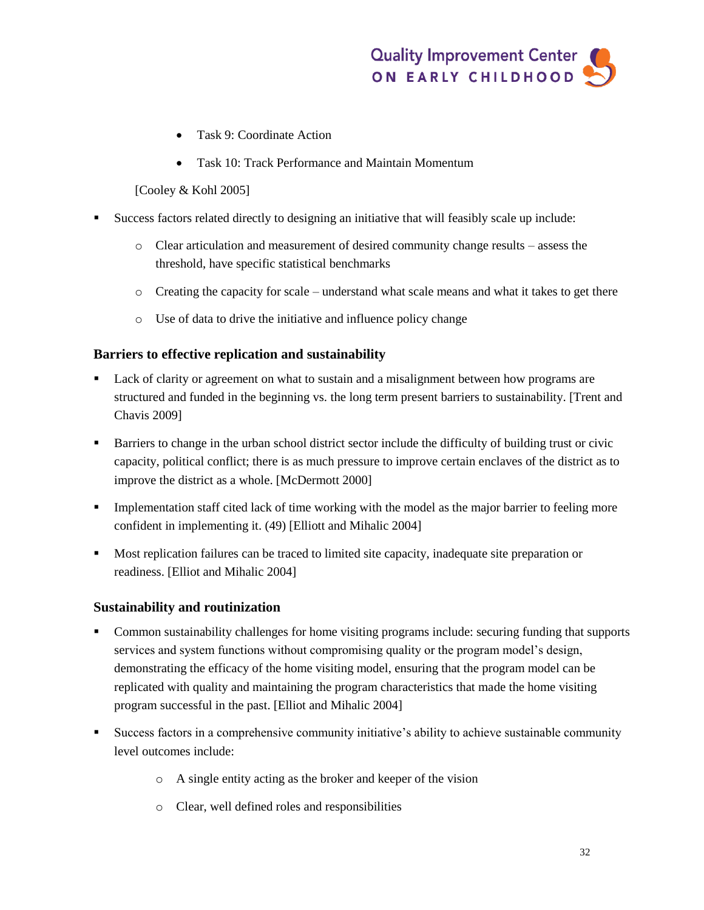- Task 9: Coordinate Action
- Task 10: Track Performance and Maintain Momentum

[Cooley & Kohl 2005]

- Success factors related directly to designing an initiative that will feasibly scale up include:
    - Clear articulation and measurement of desired community change results – assess the threshold, have specific statistical benchmarks
    - Creating the capacity for scale – understand what scale means and what it takes to get there
    - Use of data to drive the initiative and influence policy change

### Barriers to effective replication and sustainability

- Lack of clarity or agreement on what to sustain and a misalignment between how programs are structured and funded in the beginning vs. the long term present barriers to sustainability. [Trent and Chavis 2009]
- Barriers to change in the urban school district sector include the difficulty of building trust or civic capacity, political conflict; there is as much pressure to improve certain enclaves of the district as to improve the district as a whole. [McDermott 2000]
- Implementation staff cited lack of time working with the model as the major barrier to feeling more confident in implementing it. (49) [Elliott and Mihalic 2004]
- Most replication failures can be traced to limited site capacity, inadequate site preparation or readiness. [Elliot and Mihalic 2004]

### Sustainability and routinization

- Common sustainability challenges for home visiting programs include: securing funding that supports services and system functions without compromising quality or the program model's design, demonstrating the efficacy of the home visiting model, ensuring that the program model can be replicated with quality and maintaining the program characteristics that made the home visiting program successful in the past. [Elliot and Mihalic 2004]
- Success factors in a comprehensive community initiative's ability to achieve sustainable community level outcomes include:
    - A single entity acting as the broker and keeper of the vision
    - Clear, well defined roles and responsibilities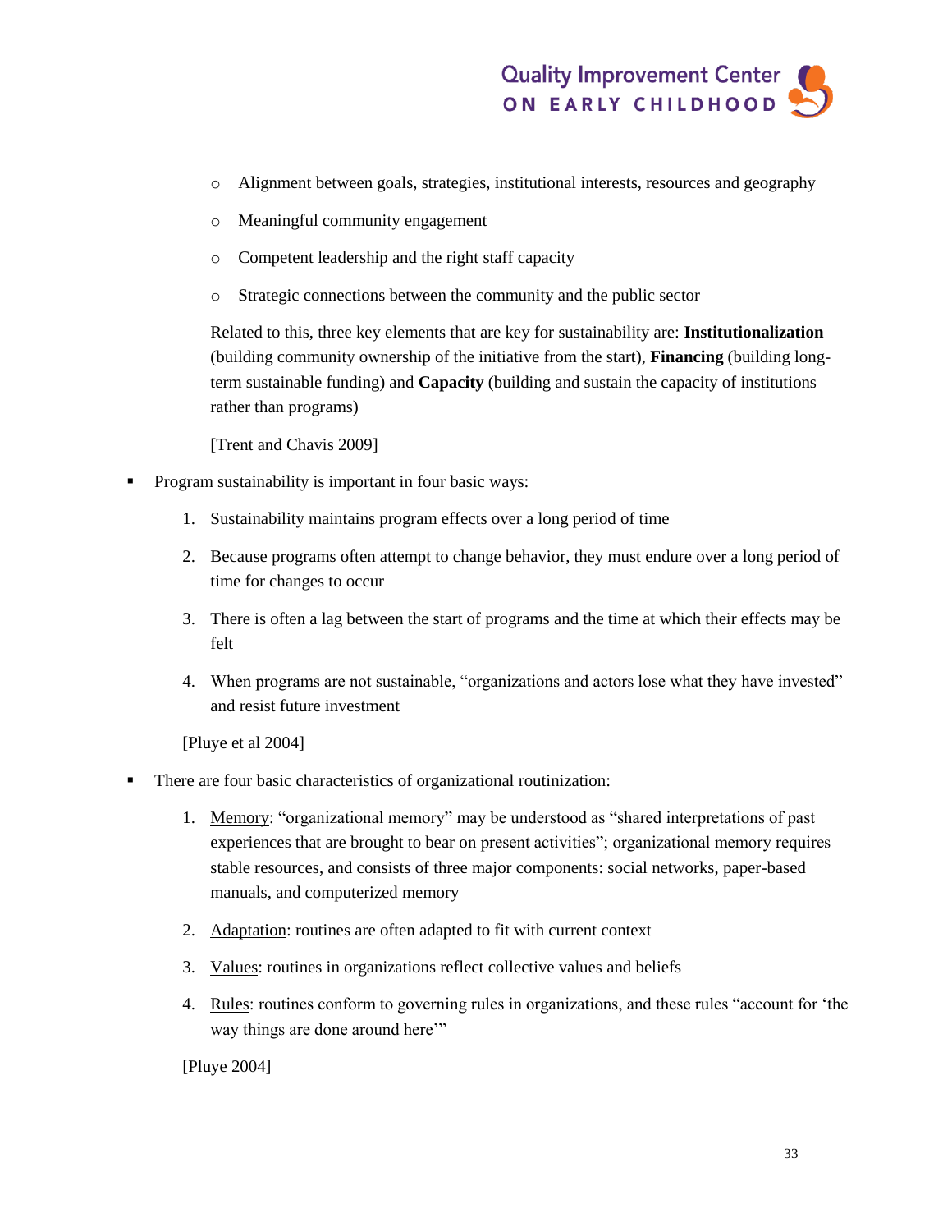- Alignment between goals, strategies, institutional interests, resources and geography
  - Meaningful community engagement
  - Competent leadership and the right staff capacity
  - Strategic connections between the community and the public sector

  Related to this, three key elements that are key for sustainability are: **Institutionalization** (building community ownership of the initiative from the start), **Financing** (building long-term sustainable funding) and **Capacity** (building and sustain the capacity of institutions rather than programs)

  [Trent and Chavis 2009]

- Program sustainability is important in four basic ways:
  1. Sustainability maintains program effects over a long period of time
  2. Because programs often attempt to change behavior, they must endure over a long period of time for changes to occur
  3. There is often a lag between the start of programs and the time at which their effects may be felt
  4. When programs are not sustainable, "organizations and actors lose what they have invested" and resist future investment

  [Pluye et al 2004]

- There are four basic characteristics of organizational routinization:
  1. <u>Memory</u>: "organizational memory" may be understood as "shared interpretations of past experiences that are brought to bear on present activities"; organizational memory requires stable resources, and consists of three major components: social networks, paper-based manuals, and computerized memory
  2. <u>Adaptation</u>: routines are often adapted to fit with current context
  3. <u>Values</u>: routines in organizations reflect collective values and beliefs
  4. <u>Rules</u>: routines conform to governing rules in organizations, and these rules "account for 'the way things are done around here'"

  [Pluye 2004]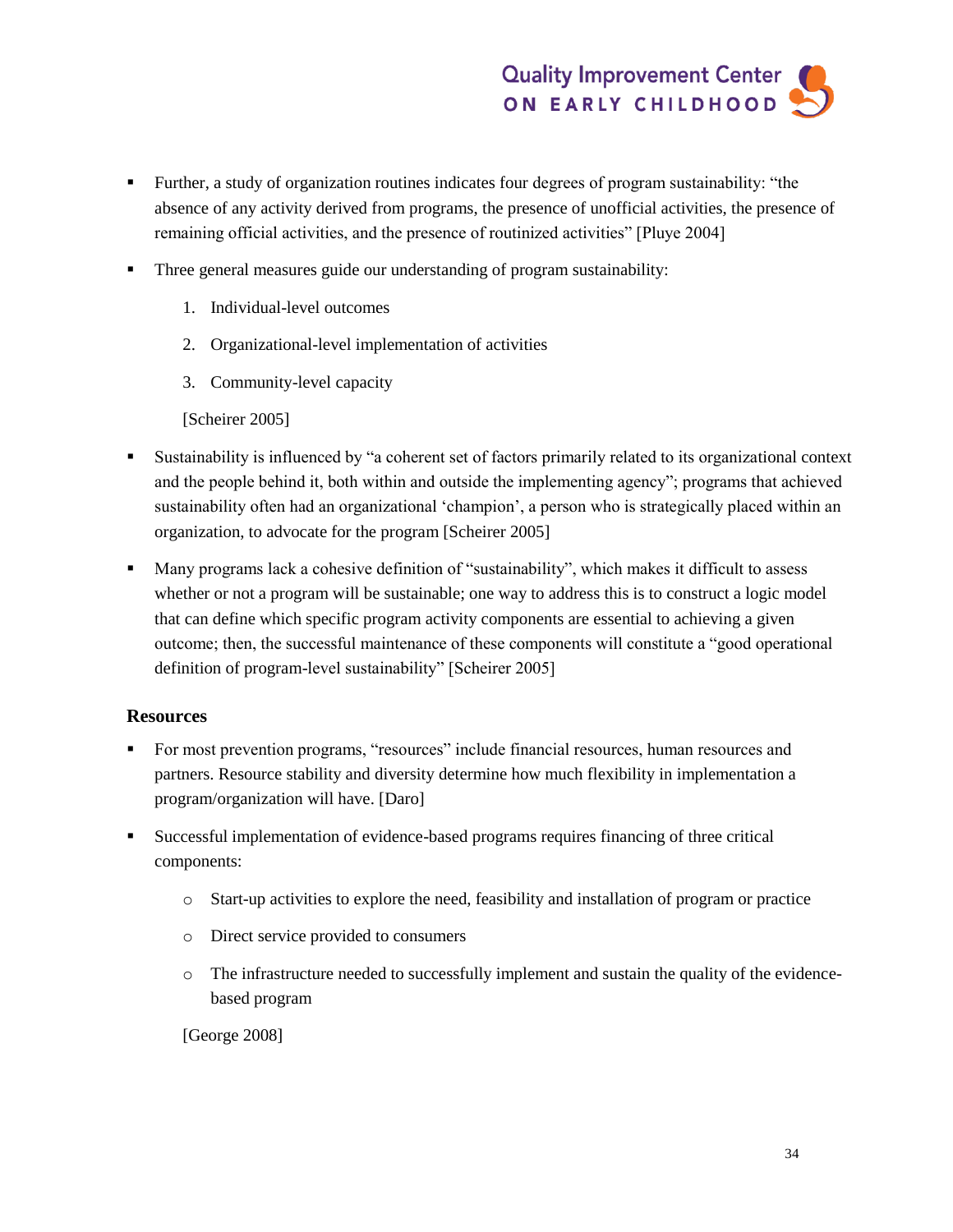- Further, a study of organization routines indicates four degrees of program sustainability: "the absence of any activity derived from programs, the presence of unofficial activities, the presence of remaining official activities, and the presence of routinized activities" [Pluye 2004]
- Three general measures guide our understanding of program sustainability:
  1. Individual-level outcomes
  2. Organizational-level implementation of activities
  3. Community-level capacity

  [Scheirer 2005]
- Sustainability is influenced by "a coherent set of factors primarily related to its organizational context and the people behind it, both within and outside the implementing agency"; programs that achieved sustainability often had an organizational 'champion', a person who is strategically placed within an organization, to advocate for the program [Scheirer 2005]
- Many programs lack a cohesive definition of "sustainability", which makes it difficult to assess whether or not a program will be sustainable; one way to address this is to construct a logic model that can define which specific program activity components are essential to achieving a given outcome; then, the successful maintenance of these components will constitute a "good operational definition of program-level sustainability" [Scheirer 2005]

### Resources

- For most prevention programs, "resources" include financial resources, human resources and partners. Resource stability and diversity determine how much flexibility in implementation a program/organization will have. [Daro]
- Successful implementation of evidence-based programs requires financing of three critical components:
  - Start-up activities to explore the need, feasibility and installation of program or practice
  - Direct service provided to consumers
  - The infrastructure needed to successfully implement and sustain the quality of the evidence-based program

  [George 2008]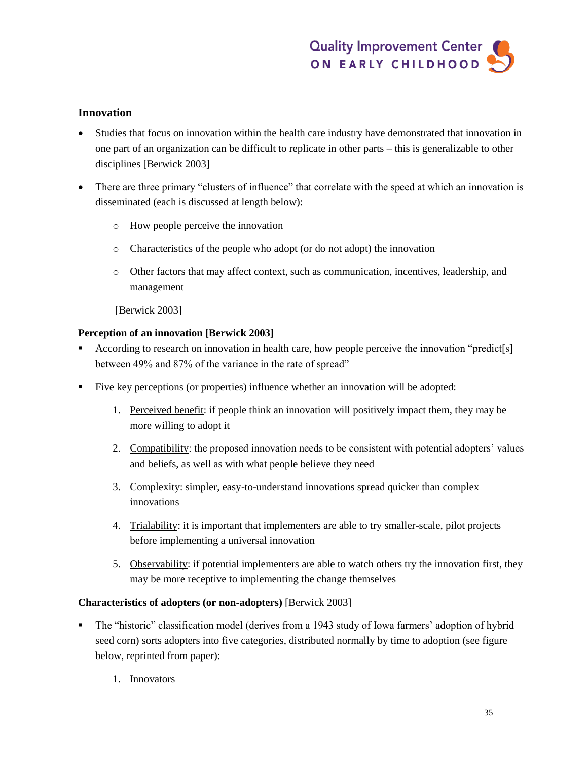## Innovation

- Studies that focus on innovation within the health care industry have demonstrated that innovation in one part of an organization can be difficult to replicate in other parts – this is generalizable to other disciplines [Berwick 2003]
- There are three primary "clusters of influence" that correlate with the speed at which an innovation is disseminated (each is discussed at length below):
    - How people perceive the innovation
    - Characteristics of the people who adopt (or do not adopt) the innovation
    - Other factors that may affect context, such as communication, incentives, leadership, and management

  [Berwick 2003]

**Perception of an innovation [Berwick 2003]**

- According to research on innovation in health care, how people perceive the innovation "predict[s] between 49% and 87% of the variance in the rate of spread"
- Five key perceptions (or properties) influence whether an innovation will be adopted:
    1. Perceived benefit: if people think an innovation will positively impact them, they may be more willing to adopt it
    2. Compatibility: the proposed innovation needs to be consistent with potential adopters' values and beliefs, as well as with what people believe they need
    3. Complexity: simpler, easy-to-understand innovations spread quicker than complex innovations
    4. Trialability: it is important that implementers are able to try smaller-scale, pilot projects before implementing a universal innovation
    5. Observability: if potential implementers are able to watch others try the innovation first, they may be more receptive to implementing the change themselves

**Characteristics of adopters (or non-adopters)** [Berwick 2003]

- The "historic" classification model (derives from a 1943 study of Iowa farmers' adoption of hybrid seed corn) sorts adopters into five categories, distributed normally by time to adoption (see figure below, reprinted from paper):
    1. Innovators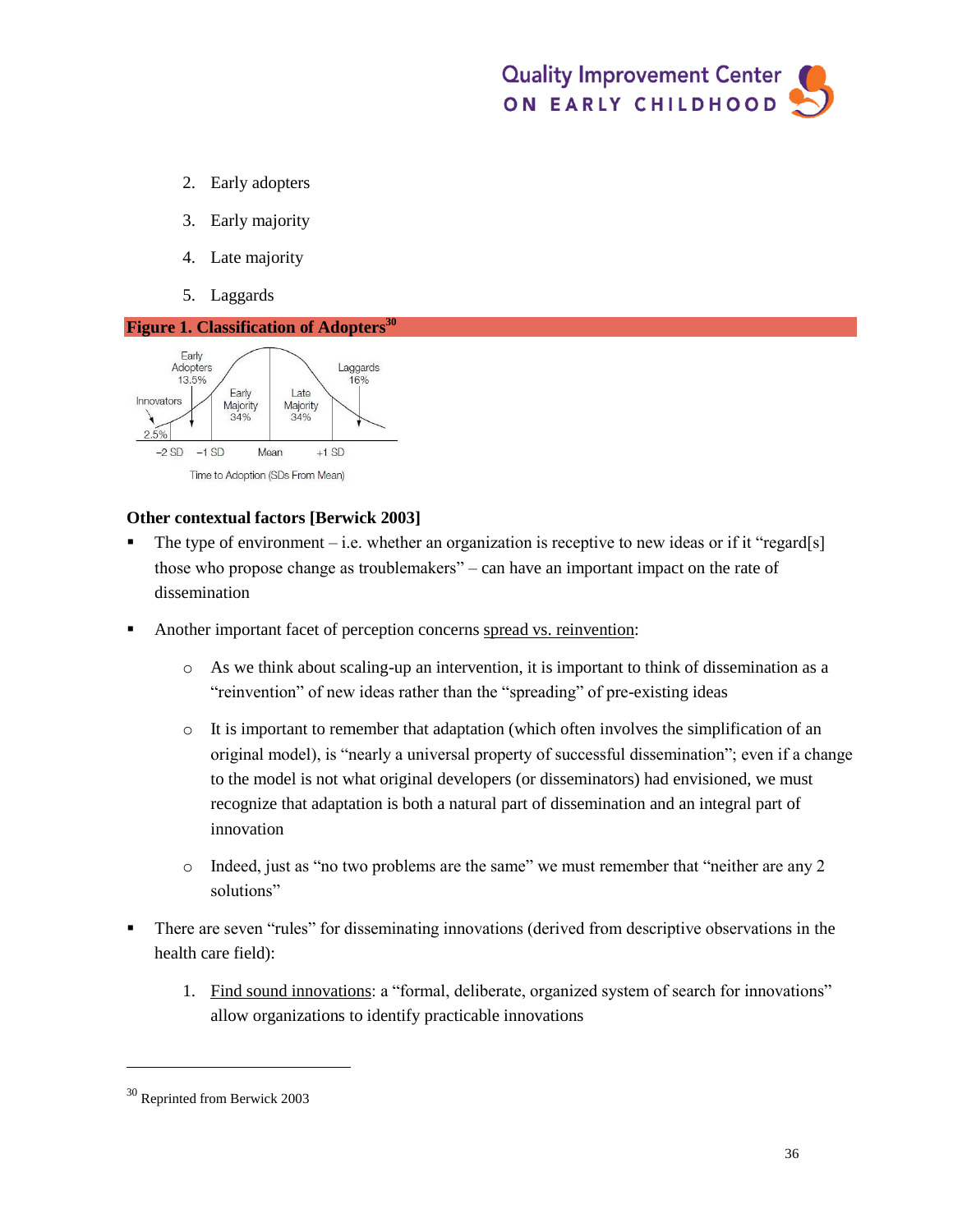2. Early adopters
3. Early majority
4. Late majority
5. Laggards

**Figure 1. Classification of Adopters**[30]

Early Adopters 13.5%
Innovators 2.5%
Early Majority 34%
Late Majority 34%
Laggards 16%

−2 SD −1 SD Mean +1 SD

Time to Adoption (SDs From Mean)

**Other contextual factors [Berwick 2003]**

- The type of environment – i.e. whether an organization is receptive to new ideas or if it "regard[s] those who propose change as troublemakers" – can have an important impact on the rate of dissemination
- Another important facet of perception concerns spread vs. reinvention:
  - As we think about scaling-up an intervention, it is important to think of dissemination as a "reinvention" of new ideas rather than the "spreading" of pre-existing ideas
  - It is important to remember that adaptation (which often involves the simplification of an original model), is "nearly a universal property of successful dissemination"; even if a change to the model is not what original developers (or disseminators) had envisioned, we must recognize that adaptation is both a natural part of dissemination and an integral part of innovation
  - Indeed, just as "no two problems are the same" we must remember that "neither are any 2 solutions"
- There are seven "rules" for disseminating innovations (derived from descriptive observations in the health care field):
  1. Find sound innovations: a "formal, deliberate, organized system of search for innovations" allow organizations to identify practicable innovations

[30] Reprinted from Berwick 2003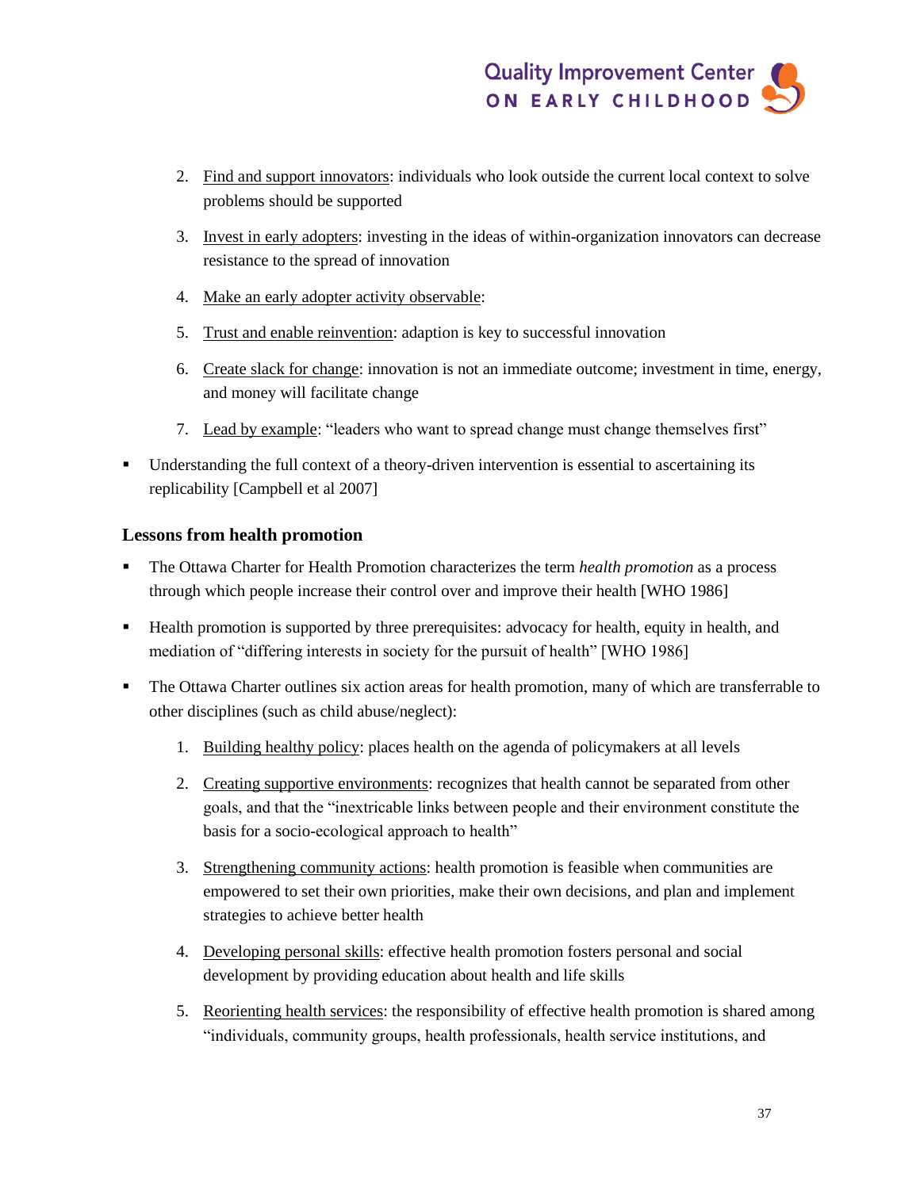2. Find and support innovators: individuals who look outside the current local context to solve problems should be supported
3. Invest in early adopters: investing in the ideas of within-organization innovators can decrease resistance to the spread of innovation
4. Make an early adopter activity observable:
5. Trust and enable reinvention: adaption is key to successful innovation
6. Create slack for change: innovation is not an immediate outcome; investment in time, energy, and money will facilitate change
7. Lead by example: "leaders who want to spread change must change themselves first"

- Understanding the full context of a theory-driven intervention is essential to ascertaining its replicability [Campbell et al 2007]

### Lessons from health promotion

- The Ottawa Charter for Health Promotion characterizes the term *health promotion* as a process through which people increase their control over and improve their health [WHO 1986]
- Health promotion is supported by three prerequisites: advocacy for health, equity in health, and mediation of "differing interests in society for the pursuit of health" [WHO 1986]
- The Ottawa Charter outlines six action areas for health promotion, many of which are transferrable to other disciplines (such as child abuse/neglect):
  1. Building healthy policy: places health on the agenda of policymakers at all levels
  2. Creating supportive environments: recognizes that health cannot be separated from other goals, and that the "inextricable links between people and their environment constitute the basis for a socio-ecological approach to health"
  3. Strengthening community actions: health promotion is feasible when communities are empowered to set their own priorities, make their own decisions, and plan and implement strategies to achieve better health
  4. Developing personal skills: effective health promotion fosters personal and social development by providing education about health and life skills
  5. Reorienting health services: the responsibility of effective health promotion is shared among "individuals, community groups, health professionals, health service institutions, and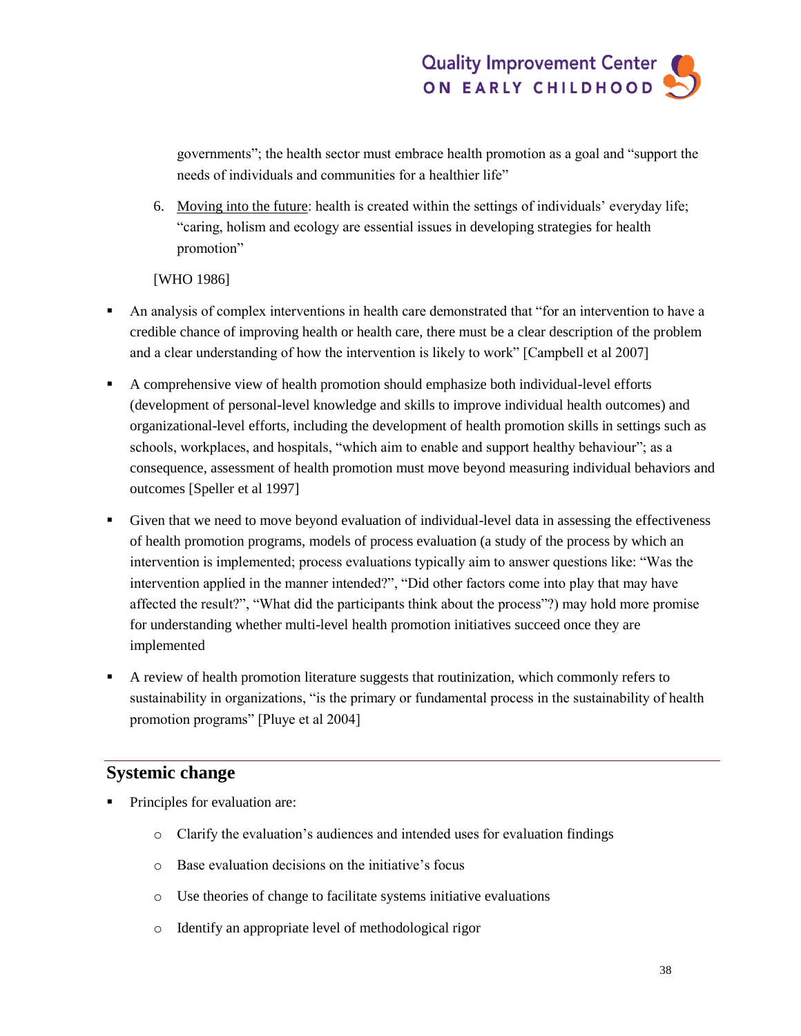governments"; the health sector must embrace health promotion as a goal and "support the needs of individuals and communities for a healthier life"

6. Moving into the future: health is created within the settings of individuals' everyday life; "caring, holism and ecology are essential issues in developing strategies for health promotion"

[WHO 1986]

- An analysis of complex interventions in health care demonstrated that "for an intervention to have a credible chance of improving health or health care, there must be a clear description of the problem and a clear understanding of how the intervention is likely to work" [Campbell et al 2007]
- A comprehensive view of health promotion should emphasize both individual-level efforts (development of personal-level knowledge and skills to improve individual health outcomes) and organizational-level efforts, including the development of health promotion skills in settings such as schools, workplaces, and hospitals, "which aim to enable and support healthy behaviour"; as a consequence, assessment of health promotion must move beyond measuring individual behaviors and outcomes [Speller et al 1997]
- Given that we need to move beyond evaluation of individual-level data in assessing the effectiveness of health promotion programs, models of process evaluation (a study of the process by which an intervention is implemented; process evaluations typically aim to answer questions like: "Was the intervention applied in the manner intended?", "Did other factors come into play that may have affected the result?", "What did the participants think about the process"?) may hold more promise for understanding whether multi-level health promotion initiatives succeed once they are implemented
- A review of health promotion literature suggests that routinization, which commonly refers to sustainability in organizations, "is the primary or fundamental process in the sustainability of health promotion programs" [Pluye et al 2004]

## Systemic change

- Principles for evaluation are:
  - Clarify the evaluation's audiences and intended uses for evaluation findings
  - Base evaluation decisions on the initiative's focus
  - Use theories of change to facilitate systems initiative evaluations
  - Identify an appropriate level of methodological rigor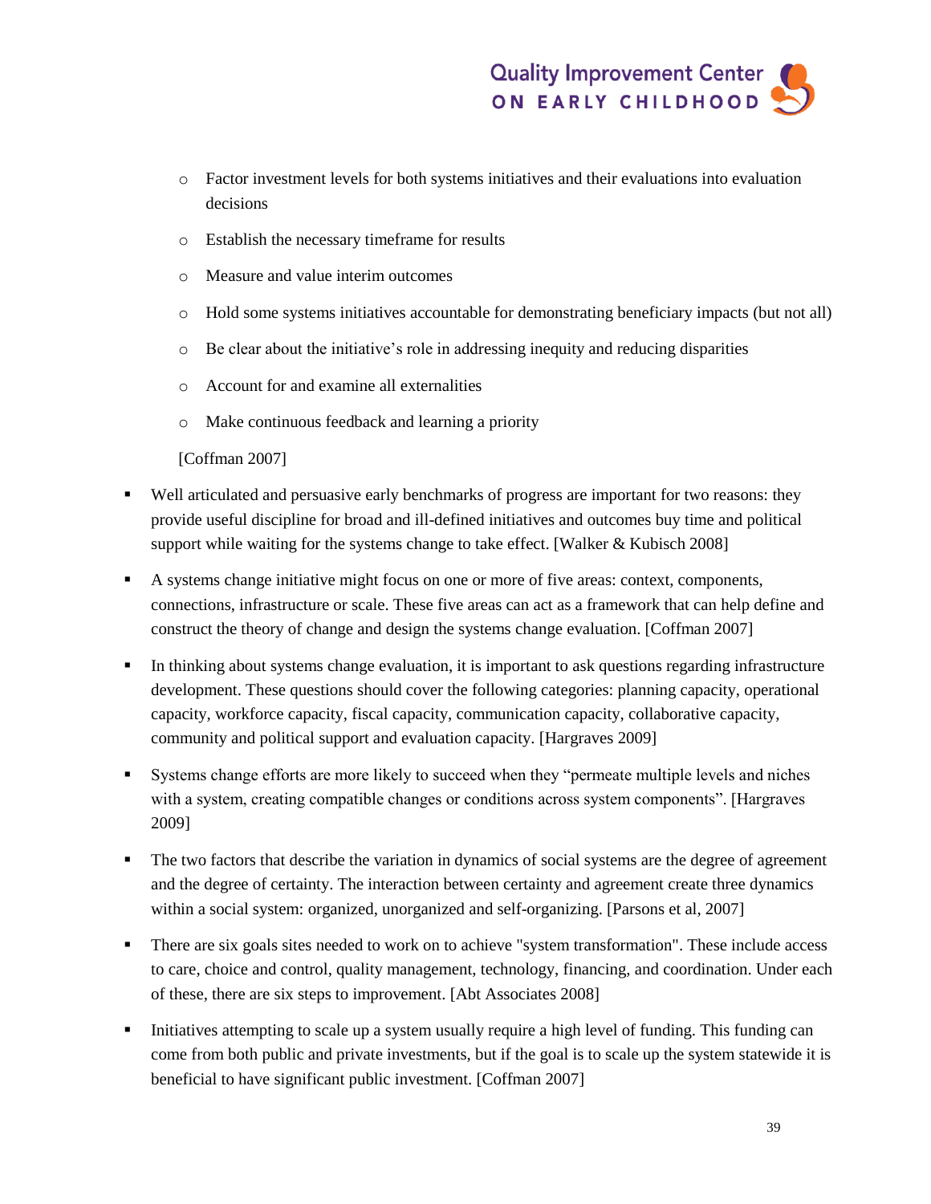- Factor investment levels for both systems initiatives and their evaluations into evaluation decisions
  - Establish the necessary timeframe for results
  - Measure and value interim outcomes
  - Hold some systems initiatives accountable for demonstrating beneficiary impacts (but not all)
  - Be clear about the initiative's role in addressing inequity and reducing disparities
  - Account for and examine all externalities
  - Make continuous feedback and learning a priority

  [Coffman 2007]

- Well articulated and persuasive early benchmarks of progress are important for two reasons: they provide useful discipline for broad and ill-defined initiatives and outcomes buy time and political support while waiting for the systems change to take effect. [Walker & Kubisch 2008]
- A systems change initiative might focus on one or more of five areas: context, components, connections, infrastructure or scale. These five areas can act as a framework that can help define and construct the theory of change and design the systems change evaluation. [Coffman 2007]
- In thinking about systems change evaluation, it is important to ask questions regarding infrastructure development. These questions should cover the following categories: planning capacity, operational capacity, workforce capacity, fiscal capacity, communication capacity, collaborative capacity, community and political support and evaluation capacity. [Hargraves 2009]
- Systems change efforts are more likely to succeed when they "permeate multiple levels and niches with a system, creating compatible changes or conditions across system components". [Hargraves 2009]
- The two factors that describe the variation in dynamics of social systems are the degree of agreement and the degree of certainty. The interaction between certainty and agreement create three dynamics within a social system: organized, unorganized and self-organizing. [Parsons et al, 2007]
- There are six goals sites needed to work on to achieve "system transformation". These include access to care, choice and control, quality management, technology, financing, and coordination. Under each of these, there are six steps to improvement. [Abt Associates 2008]
- Initiatives attempting to scale up a system usually require a high level of funding. This funding can come from both public and private investments, but if the goal is to scale up the system statewide it is beneficial to have significant public investment. [Coffman 2007]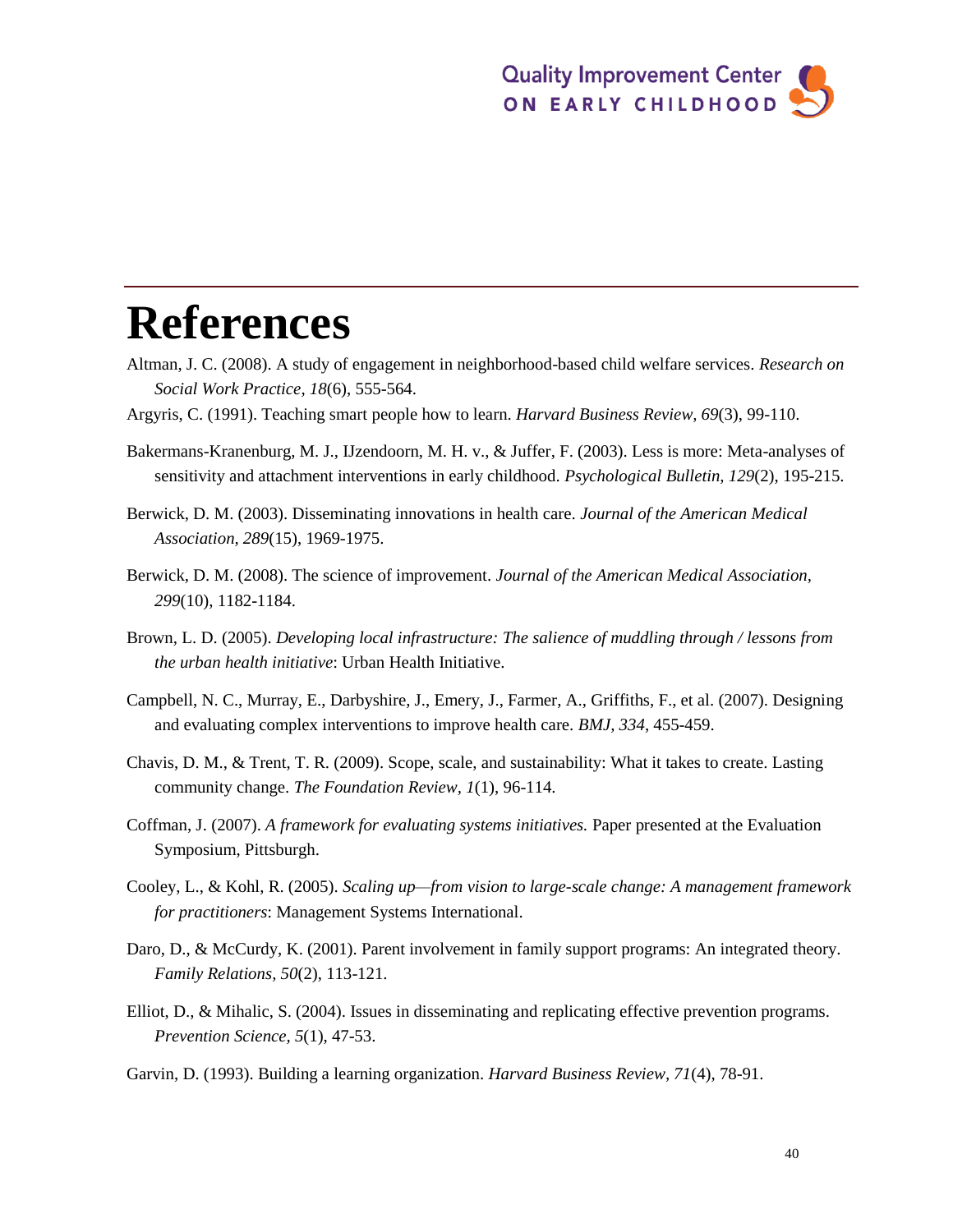# References

Altman, J. C. (2008). A study of engagement in neighborhood-based child welfare services. *Research on Social Work Practice, 18*(6), 555-564.

Argyris, C. (1991). Teaching smart people how to learn. *Harvard Business Review, 69*(3), 99-110.

Bakermans-Kranenburg, M. J., IJzendoorn, M. H. v., & Juffer, F. (2003). Less is more: Meta-analyses of sensitivity and attachment interventions in early childhood. *Psychological Bulletin, 129*(2), 195-215.

Berwick, D. M. (2003). Disseminating innovations in health care. *Journal of the American Medical Association, 289*(15), 1969-1975.

Berwick, D. M. (2008). The science of improvement. *Journal of the American Medical Association, 299*(10), 1182-1184.

Brown, L. D. (2005). *Developing local infrastructure: The salience of muddling through / lessons from the urban health initiative*: Urban Health Initiative.

Campbell, N. C., Murray, E., Darbyshire, J., Emery, J., Farmer, A., Griffiths, F., et al. (2007). Designing and evaluating complex interventions to improve health care. *BMJ, 334*, 455-459.

Chavis, D. M., & Trent, T. R. (2009). Scope, scale, and sustainability: What it takes to create. Lasting community change. *The Foundation Review, 1*(1), 96-114.

Coffman, J. (2007). *A framework for evaluating systems initiatives.* Paper presented at the Evaluation Symposium, Pittsburgh.

Cooley, L., & Kohl, R. (2005). *Scaling up—from vision to large-scale change: A management framework for practitioners*: Management Systems International.

Daro, D., & McCurdy, K. (2001). Parent involvement in family support programs: An integrated theory. *Family Relations, 50*(2), 113-121.

Elliot, D., & Mihalic, S. (2004). Issues in disseminating and replicating effective prevention programs. *Prevention Science, 5*(1), 47-53.

Garvin, D. (1993). Building a learning organization. *Harvard Business Review, 71*(4), 78-91.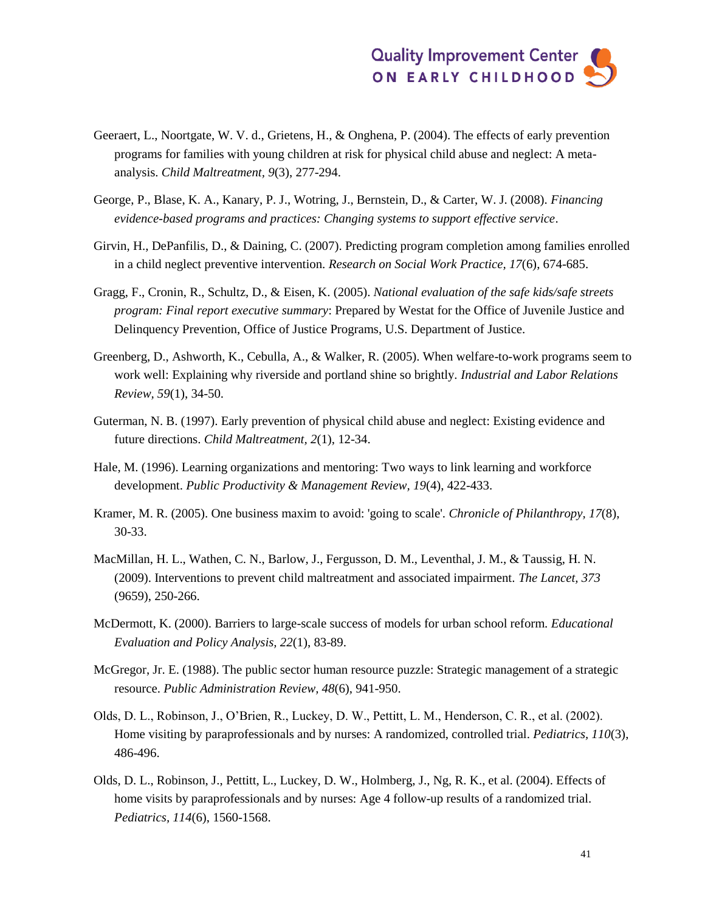Geeraert, L., Noortgate, W. V. d., Grietens, H., & Onghena, P. (2004). The effects of early prevention programs for families with young children at risk for physical child abuse and neglect: A meta-analysis. *Child Maltreatment, 9*(3), 277-294.

George, P., Blase, K. A., Kanary, P. J., Wotring, J., Bernstein, D., & Carter, W. J. (2008). *Financing evidence-based programs and practices: Changing systems to support effective service*.

Girvin, H., DePanfilis, D., & Daining, C. (2007). Predicting program completion among families enrolled in a child neglect preventive intervention. *Research on Social Work Practice, 17*(6), 674-685.

Gragg, F., Cronin, R., Schultz, D., & Eisen, K. (2005). *National evaluation of the safe kids/safe streets program: Final report executive summary*: Prepared by Westat for the Office of Juvenile Justice and Delinquency Prevention, Office of Justice Programs, U.S. Department of Justice.

Greenberg, D., Ashworth, K., Cebulla, A., & Walker, R. (2005). When welfare-to-work programs seem to work well: Explaining why riverside and portland shine so brightly. *Industrial and Labor Relations Review, 59*(1), 34-50.

Guterman, N. B. (1997). Early prevention of physical child abuse and neglect: Existing evidence and future directions. *Child Maltreatment, 2*(1), 12-34.

Hale, M. (1996). Learning organizations and mentoring: Two ways to link learning and workforce development. *Public Productivity & Management Review, 19*(4), 422-433.

Kramer, M. R. (2005). One business maxim to avoid: 'going to scale'. *Chronicle of Philanthropy, 17*(8), 30-33.

MacMillan, H. L., Wathen, C. N., Barlow, J., Fergusson, D. M., Leventhal, J. M., & Taussig, H. N. (2009). Interventions to prevent child maltreatment and associated impairment. *The Lancet, 373* (9659), 250-266.

McDermott, K. (2000). Barriers to large-scale success of models for urban school reform. *Educational Evaluation and Policy Analysis, 22*(1), 83-89.

McGregor, Jr. E. (1988). The public sector human resource puzzle: Strategic management of a strategic resource. *Public Administration Review, 48*(6), 941-950.

Olds, D. L., Robinson, J., O'Brien, R., Luckey, D. W., Pettitt, L. M., Henderson, C. R., et al. (2002). Home visiting by paraprofessionals and by nurses: A randomized, controlled trial. *Pediatrics, 110*(3), 486-496.

Olds, D. L., Robinson, J., Pettitt, L., Luckey, D. W., Holmberg, J., Ng, R. K., et al. (2004). Effects of home visits by paraprofessionals and by nurses: Age 4 follow-up results of a randomized trial. *Pediatrics, 114*(6), 1560-1568.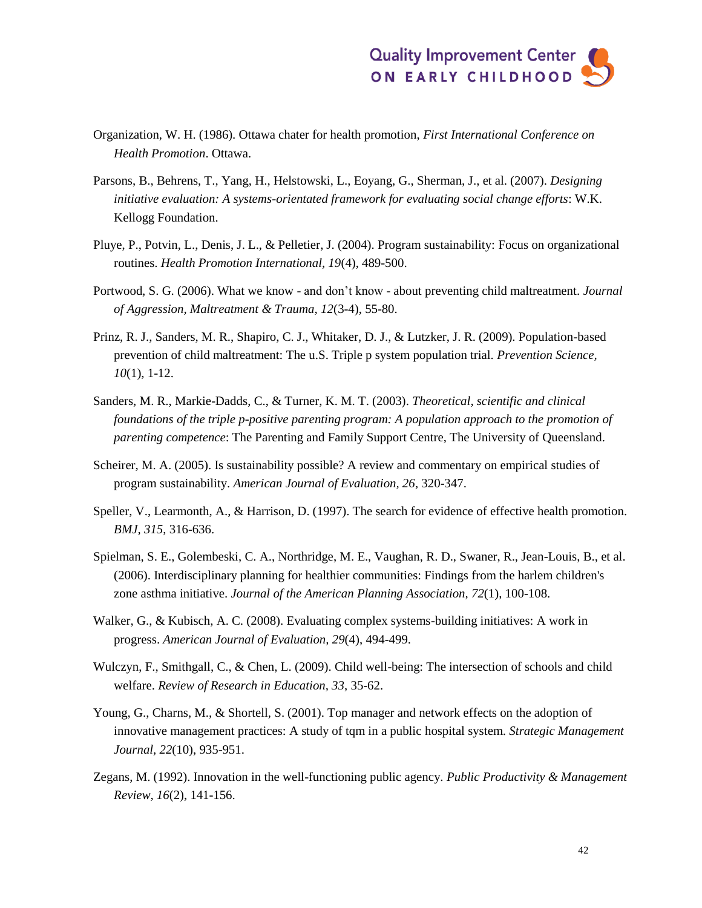Organization, W. H. (1986). Ottawa chater for health promotion, *First International Conference on Health Promotion*. Ottawa.

Parsons, B., Behrens, T., Yang, H., Helstowski, L., Eoyang, G., Sherman, J., et al. (2007). *Designing initiative evaluation: A systems-orientated framework for evaluating social change efforts*: W.K. Kellogg Foundation.

Pluye, P., Potvin, L., Denis, J. L., & Pelletier, J. (2004). Program sustainability: Focus on organizational routines. *Health Promotion International, 19*(4), 489-500.

Portwood, S. G. (2006). What we know - and don't know - about preventing child maltreatment. *Journal of Aggression, Maltreatment & Trauma, 12*(3-4), 55-80.

Prinz, R. J., Sanders, M. R., Shapiro, C. J., Whitaker, D. J., & Lutzker, J. R. (2009). Population-based prevention of child maltreatment: The u.S. Triple p system population trial. *Prevention Science, 10*(1), 1-12.

Sanders, M. R., Markie-Dadds, C., & Turner, K. M. T. (2003). *Theoretical, scientific and clinical foundations of the triple p-positive parenting program: A population approach to the promotion of parenting competence*: The Parenting and Family Support Centre, The University of Queensland.

Scheirer, M. A. (2005). Is sustainability possible? A review and commentary on empirical studies of program sustainability. *American Journal of Evaluation, 26*, 320-347.

Speller, V., Learmonth, A., & Harrison, D. (1997). The search for evidence of effective health promotion. *BMJ, 315*, 316-636.

Spielman, S. E., Golembeski, C. A., Northridge, M. E., Vaughan, R. D., Swaner, R., Jean-Louis, B., et al. (2006). Interdisciplinary planning for healthier communities: Findings from the harlem children's zone asthma initiative. *Journal of the American Planning Association, 72*(1), 100-108.

Walker, G., & Kubisch, A. C. (2008). Evaluating complex systems-building initiatives: A work in progress. *American Journal of Evaluation, 29*(4), 494-499.

Wulczyn, F., Smithgall, C., & Chen, L. (2009). Child well-being: The intersection of schools and child welfare. *Review of Research in Education, 33*, 35-62.

Young, G., Charns, M., & Shortell, S. (2001). Top manager and network effects on the adoption of innovative management practices: A study of tqm in a public hospital system. *Strategic Management Journal, 22*(10), 935-951.

Zegans, M. (1992). Innovation in the well-functioning public agency. *Public Productivity & Management Review, 16*(2), 141-156.